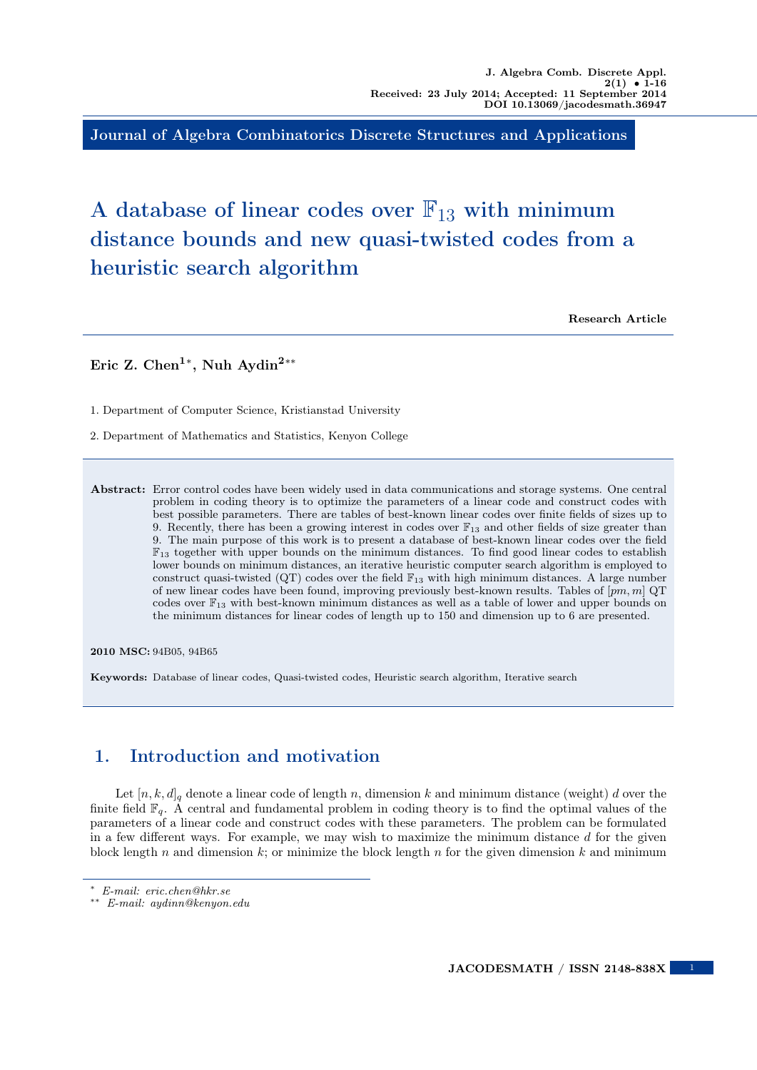Journal of Algebra Combinatorics Discrete Structures and Applications

# A database of linear codes over $\mathbb{F}_{13}$ with minimum distance bounds and new quasi-twisted codes from a heuristic search algorithm

**Research Article**

**Eric Z. Chen[1*], Nuh Aydin[2**]**

1. Department of Computer Science, Kristianstad University

2. Department of Mathematics and Statistics, Kenyon College

**Abstract:** Error control codes have been widely used in data communications and storage systems. One central problem in coding theory is to optimize the parameters of a linear code and construct codes with best possible parameters. There are tables of best-known linear codes over finite fields of sizes up to 9. Recently, there has been a growing interest in codes over $\mathbb{F}_{13}$ and other fields of size greater than 9. The main purpose of this work is to present a database of best-known linear codes over the field $\mathbb{F}_{13}$ together with upper bounds on the minimum distances. To find good linear codes to establish lower bounds on minimum distances, an iterative heuristic computer search algorithm is employed to construct quasi-twisted (QT) codes over the field $\mathbb{F}_{13}$ with high minimum distances. A large number of new linear codes have been found, improving previously best-known results. Tables of $[pm, m]$ QT codes over $\mathbb{F}_{13}$ with best-known minimum distances as well as a table of lower and upper bounds on the minimum distances for linear codes of length up to 150 and dimension up to 6 are presented.

**2010 MSC:** 94B05, 94B65

**Keywords:** Database of linear codes, Quasi-twisted codes, Heuristic search algorithm, Iterative search

## 1. Introduction and motivation

Let $[n, k, d]_q$ denote a linear code of length $n$, dimension $k$ and minimum distance (weight) $d$ over the finite field $\mathbb{F}_q$. A central and fundamental problem in coding theory is to find the optimal values of the parameters of a linear code and construct codes with these parameters. The problem can be formulated in a few different ways. For example, we may wish to maximize the minimum distance $d$ for the given block length $n$ and dimension $k$; or minimize the block length $n$ for the given dimension $k$ and minimum

* *E-mail: eric.chen@hkr.se*
** *E-mail: aydinn@kenyon.edu*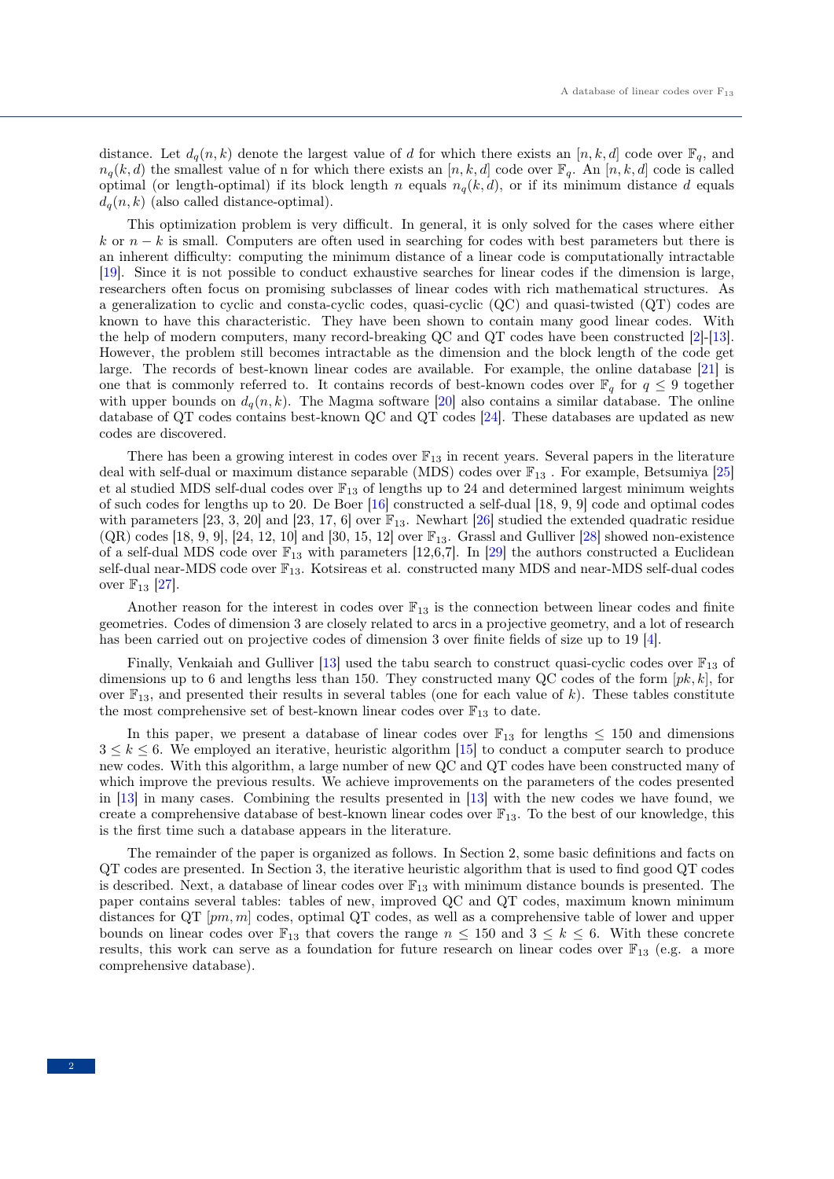distance. Let $d_q(n,k)$ denote the largest value of $d$ for which there exists an $[n,k,d]$ code over $\mathbb{F}_q$, and $n_q(k,d)$ the smallest value of n for which there exists an $[n,k,d]$ code over $\mathbb{F}_q$. An $[n,k,d]$ code is called optimal (or length-optimal) if its block length $n$ equals $n_q(k,d)$, or if its minimum distance $d$ equals $d_q(n,k)$ (also called distance-optimal).

This optimization problem is very difficult. In general, it is only solved for the cases where either $k$ or $n-k$ is small. Computers are often used in searching for codes with best parameters but there is an inherent difficulty: computing the minimum distance of a linear code is computationally intractable [19]. Since it is not possible to conduct exhaustive searches for linear codes if the dimension is large, researchers often focus on promising subclasses of linear codes with rich mathematical structures. As a generalization to cyclic and consta-cyclic codes, quasi-cyclic (QC) and quasi-twisted (QT) codes are known to have this characteristic. They have been shown to contain many good linear codes. With the help of modern computers, many record-breaking QC and QT codes have been constructed [2]-[13]. However, the problem still becomes intractable as the dimension and the block length of the code get large. The records of best-known linear codes are available. For example, the online database [21] is one that is commonly referred to. It contains records of best-known codes over $\mathbb{F}_q$ for $q \leq 9$ together with upper bounds on $d_q(n,k)$. The Magma software [20] also contains a similar database. The online database of QT codes contains best-known QC and QT codes [24]. These databases are updated as new codes are discovered.

There has been a growing interest in codes over $\mathbb{F}_{13}$ in recent years. Several papers in the literature deal with self-dual or maximum distance separable (MDS) codes over $\mathbb{F}_{13}$ . For example, Betsumiya [25] et al studied MDS self-dual codes over $\mathbb{F}_{13}$ of lengths up to 24 and determined largest minimum weights of such codes for lengths up to 20. De Boer [16] constructed a self-dual [18, 9, 9] code and optimal codes with parameters [23, 3, 20] and [23, 17, 6] over $\mathbb{F}_{13}$. Newhart [26] studied the extended quadratic residue (QR) codes [18, 9, 9], [24, 12, 10] and [30, 15, 12] over $\mathbb{F}_{13}$. Grassl and Gulliver [28] showed non-existence of a self-dual MDS code over $\mathbb{F}_{13}$ with parameters [12,6,7]. In [29] the authors constructed a Euclidean self-dual near-MDS code over $\mathbb{F}_{13}$. Kotsireas et al. constructed many MDS and near-MDS self-dual codes over $\mathbb{F}_{13}$ [27].

Another reason for the interest in codes over $\mathbb{F}_{13}$ is the connection between linear codes and finite geometries. Codes of dimension 3 are closely related to arcs in a projective geometry, and a lot of research has been carried out on projective codes of dimension 3 over finite fields of size up to 19 [4].

Finally, Venkaiah and Gulliver [13] used the tabu search to construct quasi-cyclic codes over $\mathbb{F}_{13}$ of dimensions up to 6 and lengths less than 150. They constructed many QC codes of the form $[pk,k]$, for over $\mathbb{F}_{13}$, and presented their results in several tables (one for each value of $k$). These tables constitute the most comprehensive set of best-known linear codes over $\mathbb{F}_{13}$ to date.

In this paper, we present a database of linear codes over $\mathbb{F}_{13}$ for lengths $\leq 150$ and dimensions $3 \leq k \leq 6$. We employed an iterative, heuristic algorithm [15] to conduct a computer search to produce new codes. With this algorithm, a large number of new QC and QT codes have been constructed many of which improve the previous results. We achieve improvements on the parameters of the codes presented in [13] in many cases. Combining the results presented in [13] with the new codes we have found, we create a comprehensive database of best-known linear codes over $\mathbb{F}_{13}$. To the best of our knowledge, this is the first time such a database appears in the literature.

The remainder of the paper is organized as follows. In Section 2, some basic definitions and facts on QT codes are presented. In Section 3, the iterative heuristic algorithm that is used to find good QT codes is described. Next, a database of linear codes over $\mathbb{F}_{13}$ with minimum distance bounds is presented. The paper contains several tables: tables of new, improved QC and QT codes, maximum known minimum distances for QT $[pm,m]$ codes, optimal QT codes, as well as a comprehensive table of lower and upper bounds on linear codes over $\mathbb{F}_{13}$ that covers the range $n \leq 150$ and $3 \leq k \leq 6$. With these concrete results, this work can serve as a foundation for future research on linear codes over $\mathbb{F}_{13}$ (e.g. a more comprehensive database).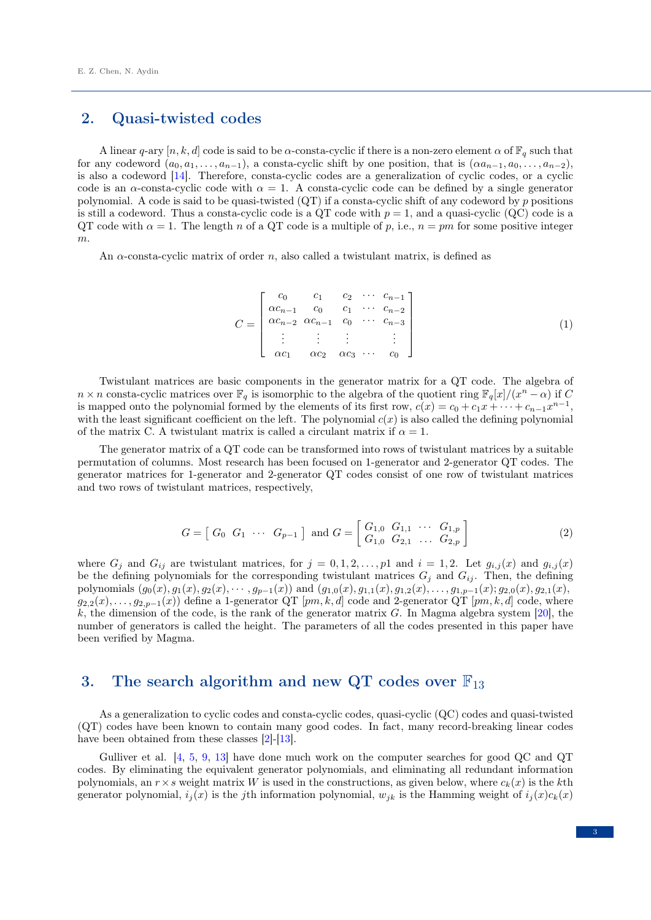## 2. Quasi-twisted codes

A linear $q$-ary $[n, k, d]$ code is said to be $\alpha$-consta-cyclic if there is a non-zero element $\alpha$ of $\mathbb{F}_q$ such that for any codeword $(a_0, a_1, \ldots, a_{n-1})$, a consta-cyclic shift by one position, that is $(\alpha a_{n-1}, a_0, \ldots, a_{n-2})$, is also a codeword [14]. Therefore, consta-cyclic codes are a generalization of cyclic codes, or a cyclic code is an $\alpha$-consta-cyclic code with $\alpha = 1$. A consta-cyclic code can be defined by a single generator polynomial. A code is said to be quasi-twisted (QT) if a consta-cyclic shift of any codeword by $p$ positions is still a codeword. Thus a consta-cyclic code is a QT code with $p = 1$, and a quasi-cyclic (QC) code is a QT code with $\alpha = 1$. The length $n$ of a QT code is a multiple of $p$, i.e., $n = pm$ for some positive integer $m$.

An $\alpha$-consta-cyclic matrix of order $n$, also called a twistulant matrix, is defined as

$$C = \begin{bmatrix} c_0 & c_1 & c_2 & \cdots & c_{n-1} \\ \alpha c_{n-1} & c_0 & c_1 & \cdots & c_{n-2} \\ \alpha c_{n-2} & \alpha c_{n-1} & c_0 & \cdots & c_{n-3} \\ \vdots & \vdots & \vdots & & \vdots \\ \alpha c_1 & \alpha c_2 & \alpha c_3 & \cdots & c_0 \end{bmatrix} \tag{1}$$

Twistulant matrices are basic components in the generator matrix for a QT code. The algebra of $n \times n$ consta-cyclic matrices over $\mathbb{F}_q$ is isomorphic to the algebra of the quotient ring $\mathbb{F}_q[x]/(x^n - \alpha)$ if $C$ is mapped onto the polynomial formed by the elements of its first row, $c(x) = c_0 + c_1 x + \cdots + c_{n-1}x^{n-1}$, with the least significant coefficient on the left. The polynomial $c(x)$ is also called the defining polynomial of the matrix C. A twistulant matrix is called a circulant matrix if $\alpha = 1$.

The generator matrix of a QT code can be transformed into rows of twistulant matrices by a suitable permutation of columns. Most research has been focused on 1-generator and 2-generator QT codes. The generator matrices for 1-generator and 2-generator QT codes consist of one row of twistulant matrices and two rows of twistulant matrices, respectively,

$$G = \begin{bmatrix} G_0 & G_1 & \cdots & G_{p-1} \end{bmatrix} \text{ and } G = \begin{bmatrix} G_{1,0} & G_{1,1} & \cdots & G_{1,p} \\ G_{1,0} & G_{2,1} & \ldots & G_{2,p} \end{bmatrix} \tag{2}$$

where $G_j$ and $G_{ij}$ are twistulant matrices, for $j = 0, 1, 2, \ldots, p1$ and $i = 1, 2$. Let $g_{i,j}(x)$ and $g_{i,j}(x)$ be the defining polynomials for the corresponding twistulant matrices $G_j$ and $G_{ij}$. Then, the defining polynomials $(g_0(x), g_1(x), g_2(x), \cdots, g_{p-1}(x))$ and $(g_{1,0}(x), g_{1,1}(x), g_{1,2}(x), \ldots, g_{1,p-1}(x); g_{2,0}(x), g_{2,1}(x), g_{2,2}(x), \ldots, g_{2,p-1}(x))$ define a 1-generator QT $[pm, k, d]$ code and 2-generator QT $[pm, k, d]$ code, where $k$, the dimension of the code, is the rank of the generator matrix $G$. In Magma algebra system [20], the number of generators is called the height. The parameters of all the codes presented in this paper have been verified by Magma.

## 3. The search algorithm and new QT codes over $\mathbb{F}_{13}$

As a generalization to cyclic codes and consta-cyclic codes, quasi-cyclic (QC) codes and quasi-twisted (QT) codes have been known to contain many good codes. In fact, many record-breaking linear codes have been obtained from these classes [2]-[13].

Gulliver et al. [4, 5, 9, 13] have done much work on the computer searches for good QC and QT codes. By eliminating the equivalent generator polynomials, and eliminating all redundant information polynomials, an $r \times s$ weight matrix $W$ is used in the constructions, as given below, where $c_k(x)$ is the $k$th generator polynomial, $i_j(x)$ is the $j$th information polynomial, $w_{jk}$ is the Hamming weight of $i_j(x)c_k(x)$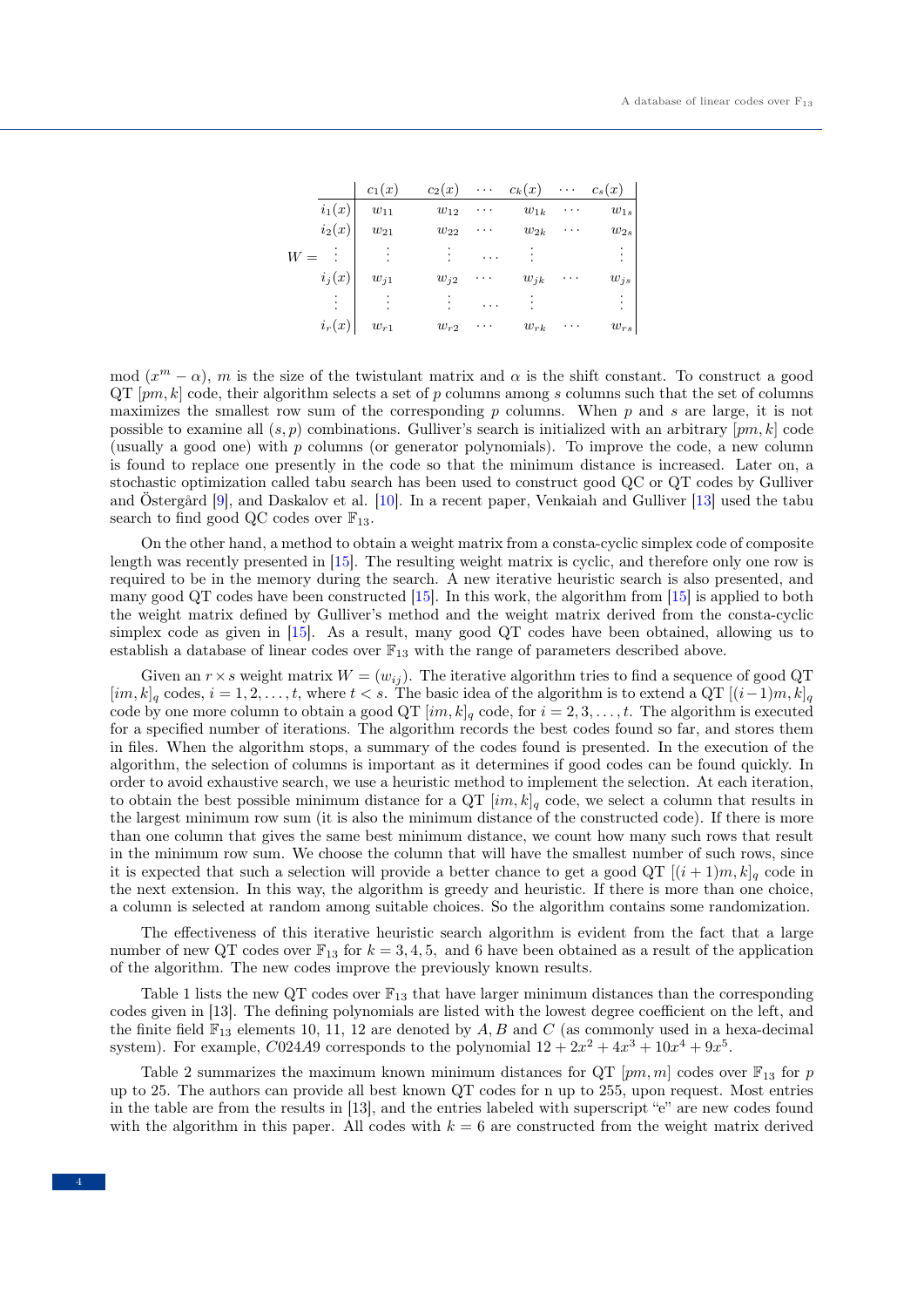$$
W = \begin{array}{c|cccccc}
 & c_1(x) & c_2(x) & \cdots & c_k(x) & \cdots & c_s(x) \\
\hline
i_1(x) & w_{11} & w_{12} & \cdots & w_{1k} & \cdots & w_{1s} \\
i_2(x) & w_{21} & w_{22} & \cdots & w_{2k} & \cdots & w_{2s} \\
\vdots & \vdots & \vdots & \cdots & \vdots & & \vdots \\
i_j(x) & w_{j1} & w_{j2} & \cdots & w_{jk} & \cdots & w_{js} \\
\vdots & \vdots & \vdots & \cdots & \vdots & & \vdots \\
i_r(x) & w_{r1} & w_{r2} & \cdots & w_{rk} & \cdots & w_{rs}
\end{array}
$$

mod $(x^m - \alpha)$, $m$ is the size of the twistulant matrix and $\alpha$ is the shift constant. To construct a good QT $[pm, k]$ code, their algorithm selects a set of $p$ columns among $s$ columns such that the set of columns maximizes the smallest row sum of the corresponding $p$ columns. When $p$ and $s$ are large, it is not possible to examine all $(s, p)$ combinations. Gulliver's search is initialized with an arbitrary $[pm, k]$ code (usually a good one) with $p$ columns (or generator polynomials). To improve the code, a new column is found to replace one presently in the code so that the minimum distance is increased. Later on, a stochastic optimization called tabu search has been used to construct good QC or QT codes by Gulliver and Östergård [9], and Daskalov et al. [10]. In a recent paper, Venkaiah and Gulliver [13] used the tabu search to find good QC codes over $\mathbb{F}_{13}$.

On the other hand, a method to obtain a weight matrix from a consta-cyclic simplex code of composite length was recently presented in [15]. The resulting weight matrix is cyclic, and therefore only one row is required to be in the memory during the search. A new iterative heuristic search is also presented, and many good QT codes have been constructed [15]. In this work, the algorithm from [15] is applied to both the weight matrix defined by Gulliver's method and the weight matrix derived from the consta-cyclic simplex code as given in [15]. As a result, many good QT codes have been obtained, allowing us to establish a database of linear codes over $\mathbb{F}_{13}$ with the range of parameters described above.

Given an $r \times s$ weight matrix $W = (w_{ij})$. The iterative algorithm tries to find a sequence of good QT $[im, k]_q$ codes, $i = 1, 2, \ldots, t$, where $t < s$. The basic idea of the algorithm is to extend a QT $[(i-1)m, k]_q$ code by one more column to obtain a good QT $[im, k]_q$ code, for $i = 2, 3, \ldots, t$. The algorithm is executed for a specified number of iterations. The algorithm records the best codes found so far, and stores them in files. When the algorithm stops, a summary of the codes found is presented. In the execution of the algorithm, the selection of columns is important as it determines if good codes can be found quickly. In order to avoid exhaustive search, we use a heuristic method to implement the selection. At each iteration, to obtain the best possible minimum distance for a QT $[im, k]_q$ code, we select a column that results in the largest minimum row sum (it is also the minimum distance of the constructed code). If there is more than one column that gives the same best minimum distance, we count how many such rows that result in the minimum row sum. We choose the column that will have the smallest number of such rows, since it is expected that such a selection will provide a better chance to get a good QT $[(i+1)m, k]_q$ code in the next extension. In this way, the algorithm is greedy and heuristic. If there is more than one choice, a column is selected at random among suitable choices. So the algorithm contains some randomization.

The effectiveness of this iterative heuristic search algorithm is evident from the fact that a large number of new QT codes over $\mathbb{F}_{13}$ for $k = 3, 4, 5$, and 6 have been obtained as a result of the application of the algorithm. The new codes improve the previously known results.

Table 1 lists the new QT codes over $\mathbb{F}_{13}$ that have larger minimum distances than the corresponding codes given in [13]. The defining polynomials are listed with the lowest degree coefficient on the left, and the finite field $\mathbb{F}_{13}$ elements 10, 11, 12 are denoted by $A, B$ and $C$ (as commonly used in a hexa-decimal system). For example, $C024A9$ corresponds to the polynomial $12 + 2x^2 + 4x^3 + 10x^4 + 9x^5$.

Table 2 summarizes the maximum known minimum distances for QT $[pm, m]$ codes over $\mathbb{F}_{13}$ for $p$ up to 25. The authors can provide all best known QT codes for n up to 255, upon request. Most entries in the table are from the results in [13], and the entries labeled with superscript "e" are new codes found with the algorithm in this paper. All codes with $k = 6$ are constructed from the weight matrix derived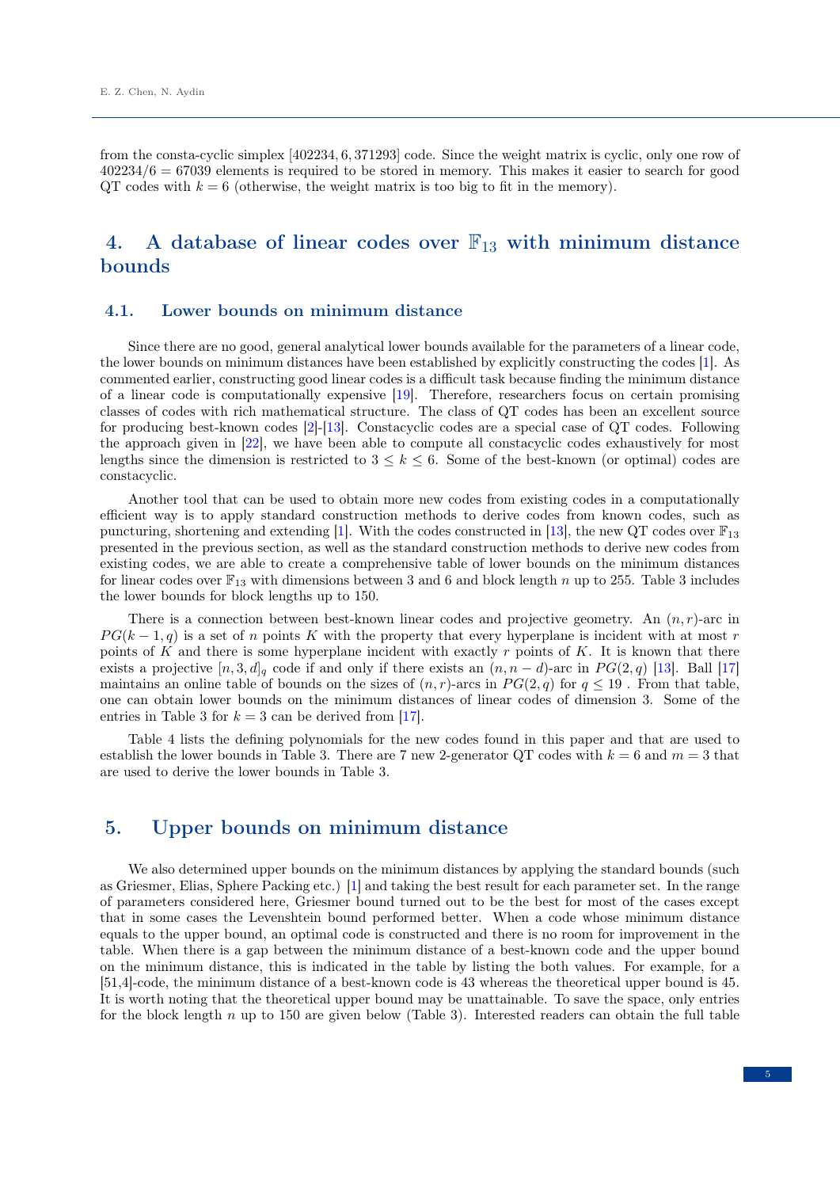from the consta-cyclic simplex [402234, 6, 371293] code. Since the weight matrix is cyclic, only one row of $402234/6 = 67039$ elements is required to be stored in memory. This makes it easier to search for good QT codes with $k = 6$ (otherwise, the weight matrix is too big to fit in the memory).

## 4. A database of linear codes over $\mathbb{F}_{13}$ with minimum distance bounds

### 4.1. Lower bounds on minimum distance

Since there are no good, general analytical lower bounds available for the parameters of a linear code, the lower bounds on minimum distances have been established by explicitly constructing the codes [1]. As commented earlier, constructing good linear codes is a difficult task because finding the minimum distance of a linear code is computationally expensive [19]. Therefore, researchers focus on certain promising classes of codes with rich mathematical structure. The class of QT codes has been an excellent source for producing best-known codes [2]-[13]. Constacyclic codes are a special case of QT codes. Following the approach given in [22], we have been able to compute all constacyclic codes exhaustively for most lengths since the dimension is restricted to $3 \leq k \leq 6$. Some of the best-known (or optimal) codes are constacyclic.

Another tool that can be used to obtain more new codes from existing codes in a computationally efficient way is to apply standard construction methods to derive codes from known codes, such as puncturing, shortening and extending [1]. With the codes constructed in [13], the new QT codes over $\mathbb{F}_{13}$ presented in the previous section, as well as the standard construction methods to derive new codes from existing codes, we are able to create a comprehensive table of lower bounds on the minimum distances for linear codes over $\mathbb{F}_{13}$ with dimensions between 3 and 6 and block length $n$ up to 255. Table 3 includes the lower bounds for block lengths up to 150.

There is a connection between best-known linear codes and projective geometry. An $(n, r)$-arc in $PG(k-1, q)$ is a set of $n$ points $K$ with the property that every hyperplane is incident with at most $r$ points of $K$ and there is some hyperplane incident with exactly $r$ points of $K$. It is known that there exists a projective $[n, 3, d]_q$ code if and only if there exists an $(n, n-d)$-arc in $PG(2, q)$ [13]. Ball [17] maintains an online table of bounds on the sizes of $(n, r)$-arcs in $PG(2, q)$ for $q \leq 19$ . From that table, one can obtain lower bounds on the minimum distances of linear codes of dimension 3. Some of the entries in Table 3 for $k = 3$ can be derived from [17].

Table 4 lists the defining polynomials for the new codes found in this paper and that are used to establish the lower bounds in Table 3. There are 7 new 2-generator QT codes with $k = 6$ and $m = 3$ that are used to derive the lower bounds in Table 3.

## 5. Upper bounds on minimum distance

We also determined upper bounds on the minimum distances by applying the standard bounds (such as Griesmer, Elias, Sphere Packing etc.) [1] and taking the best result for each parameter set. In the range of parameters considered here, Griesmer bound turned out to be the best for most of the cases except that in some cases the Levenshtein bound performed better. When a code whose minimum distance equals to the upper bound, an optimal code is constructed and there is no room for improvement in the table. When there is a gap between the minimum distance of a best-known code and the upper bound on the minimum distance, this is indicated in the table by listing the both values. For example, for a [51,4]-code, the minimum distance of a best-known code is 43 whereas the theoretical upper bound is 45. It is worth noting that the theoretical upper bound may be unattainable. To save the space, only entries for the block length $n$ up to 150 are given below (Table 3). Interested readers can obtain the full table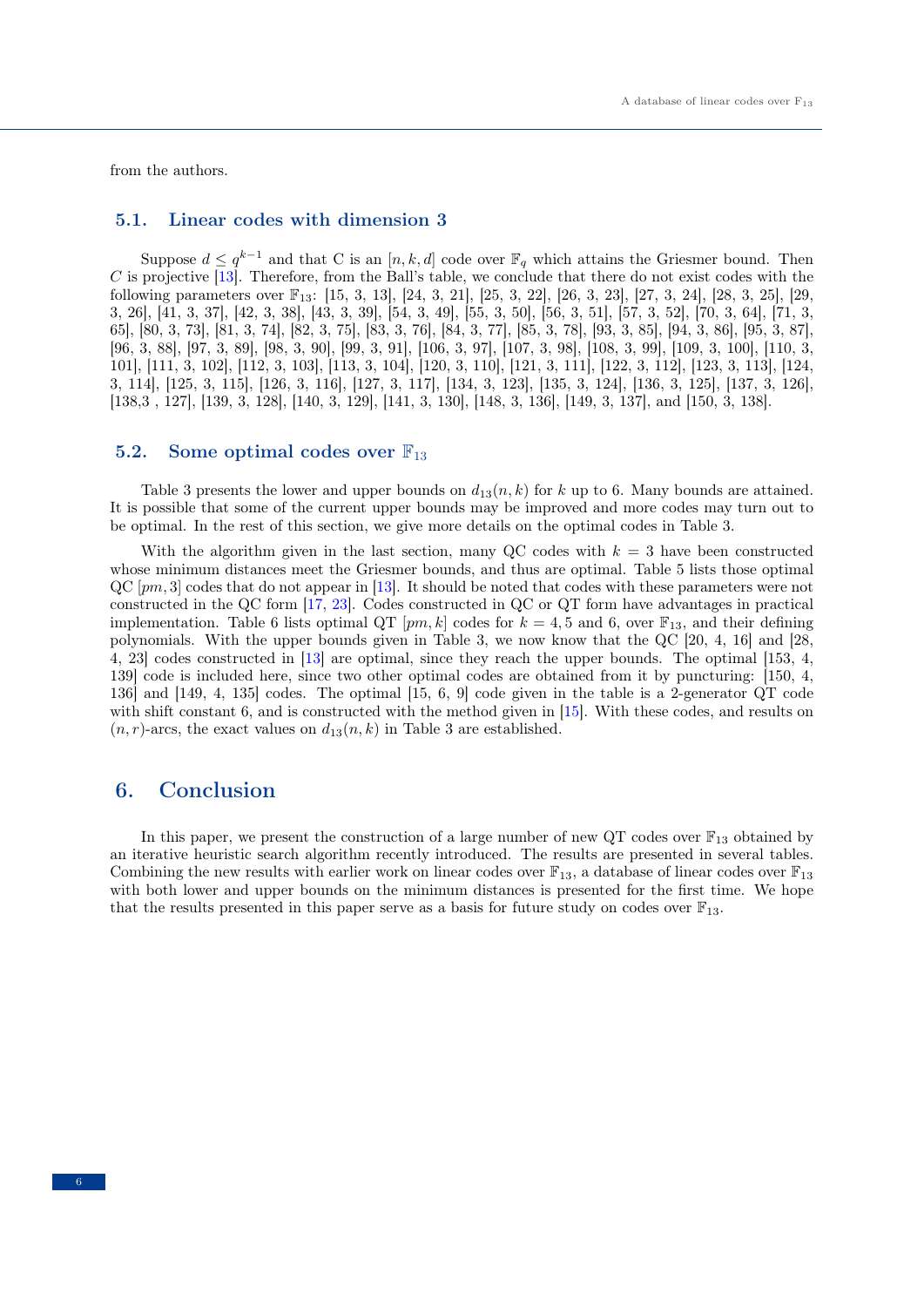from the authors.

## 5.1. Linear codes with dimension 3

Suppose $d \leq q^{k-1}$ and that C is an $[n, k, d]$ code over $\mathbb{F}_q$ which attains the Griesmer bound. Then $C$ is projective [13]. Therefore, from the Ball's table, we conclude that there do not exist codes with the following parameters over $\mathbb{F}_{13}$: [15, 3, 13], [24, 3, 21], [25, 3, 22], [26, 3, 23], [27, 3, 24], [28, 3, 25], [29, 3, 26], [41, 3, 37], [42, 3, 38], [43, 3, 39], [54, 3, 49], [55, 3, 50], [56, 3, 51], [57, 3, 52], [70, 3, 64], [71, 3, 65], [80, 3, 73], [81, 3, 74], [82, 3, 75], [83, 3, 76], [84, 3, 77], [85, 3, 78], [93, 3, 85], [94, 3, 86], [95, 3, 87], [96, 3, 88], [97, 3, 89], [98, 3, 90], [99, 3, 91], [106, 3, 97], [107, 3, 98], [108, 3, 99], [109, 3, 100], [110, 3, 101], [111, 3, 102], [112, 3, 103], [113, 3, 104], [120, 3, 110], [121, 3, 111], [122, 3, 112], [123, 3, 113], [124, 3, 114], [125, 3, 115], [126, 3, 116], [127, 3, 117], [134, 3, 123], [135, 3, 124], [136, 3, 125], [137, 3, 126], [138,3 , 127], [139, 3, 128], [140, 3, 129], [141, 3, 130], [148, 3, 136], [149, 3, 137], and [150, 3, 138].

## 5.2. Some optimal codes over $\mathbb{F}_{13}$

Table 3 presents the lower and upper bounds on $d_{13}(n, k)$ for $k$ up to 6. Many bounds are attained. It is possible that some of the current upper bounds may be improved and more codes may turn out to be optimal. In the rest of this section, we give more details on the optimal codes in Table 3.

With the algorithm given in the last section, many QC codes with $k = 3$ have been constructed whose minimum distances meet the Griesmer bounds, and thus are optimal. Table 5 lists those optimal QC $[pm, 3]$ codes that do not appear in [13]. It should be noted that codes with these parameters were not constructed in the QC form [17, 23]. Codes constructed in QC or QT form have advantages in practical implementation. Table 6 lists optimal QT $[pm, k]$ codes for $k = 4, 5$ and 6, over $\mathbb{F}_{13}$, and their defining polynomials. With the upper bounds given in Table 3, we now know that the QC [20, 4, 16] and [28, 4, 23] codes constructed in [13] are optimal, since they reach the upper bounds. The optimal [153, 4, 139] code is included here, since two other optimal codes are obtained from it by puncturing: [150, 4, 136] and [149, 4, 135] codes. The optimal [15, 6, 9] code given in the table is a 2-generator QT code with shift constant 6, and is constructed with the method given in [15]. With these codes, and results on $(n, r)$-arcs, the exact values on $d_{13}(n, k)$ in Table 3 are established.

# 6. Conclusion

In this paper, we present the construction of a large number of new QT codes over $\mathbb{F}_{13}$ obtained by an iterative heuristic search algorithm recently introduced. The results are presented in several tables. Combining the new results with earlier work on linear codes over $\mathbb{F}_{13}$, a database of linear codes over $\mathbb{F}_{13}$ with both lower and upper bounds on the minimum distances is presented for the first time. We hope that the results presented in this paper serve as a basis for future study on codes over $\mathbb{F}_{13}$.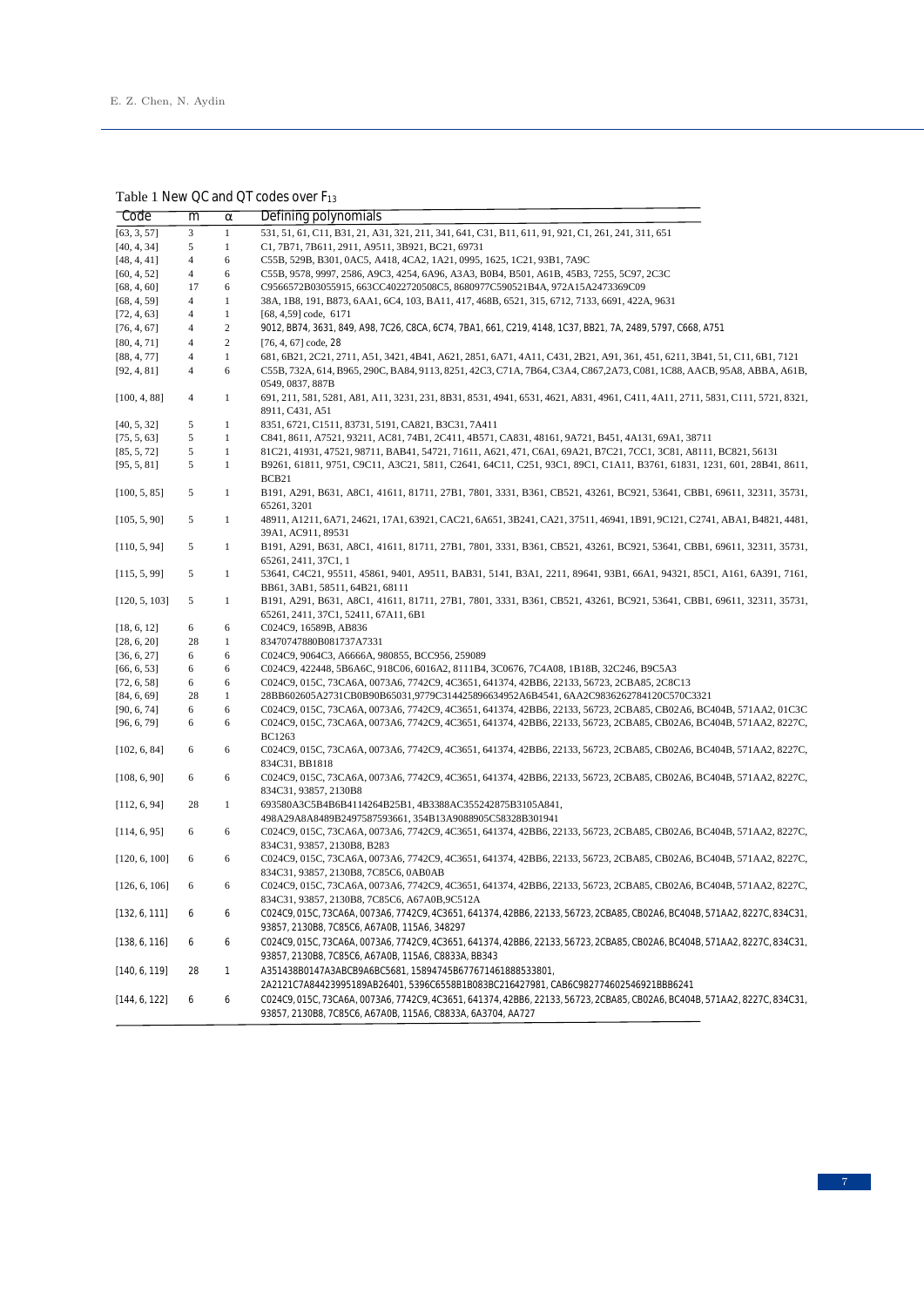Table 1 New QC and QT codes over $F_{13}$

| Code | m | α | Defining polynomials |
|---|---|---|---|
| [63, 3, 57] | 3 | 1 | 531, 51, 61, C11, B31, 21, A31, 321, 211, 341, 641, C31, B11, 611, 91, 921, C1, 261, 241, 311, 651 |
| [40, 4, 34] | 5 | 1 | C1, 7B71, 7B611, 2911, A9511, 3B921, BC21, 69731 |
| [48, 4, 41] | 4 | 6 | C55B, 529B, B301, 0AC5, A418, 4CA2, 1A21, 0995, 1625, 1C21, 93B1, 7A9C |
| [60, 4, 52] | 4 | 6 | C55B, 9578, 9997, 2586, A9C3, 4254, 6A96, A3A3, B0B4, B501, A61B, 45B3, 7255, 5C97, 2C3C |
| [68, 4, 60] | 17 | 6 | C9566572B03055915, 663CC4022720508C5, 8680977C590521B4A, 972A15A2473369C09 |
| [68, 4, 59] | 4 | 1 | 38A, 1B8, 191, B873, 6AA1, 6C4, 103, BA11, 417, 468B, 6521, 315, 6712, 7133, 6691, 422A, 9631 |
| [72, 4, 63] | 4 | 1 | [68, 4,59] code, 6171 |
| [76, 4, 67] | 4 | 2 | 9012, BB74, 3631, 849, A98, 7C26, C8CA, 6C74, 7BA1, 661, C219, 4148, 1C37, BB21, 7A, 2489, 5797, C668, A751 |
| [80, 4, 71] | 4 | 2 | [76, 4, 67] code, 28 |
| [88, 4, 77] | 4 | 1 | 681, 6B21, 2C21, 2711, A51, 3421, 4B41, A621, 2851, 6A71, 4A11, C431, 2B21, A91, 361, 451, 6211, 3B41, 51, C11, 6B1, 7121 |
| [92, 4, 81] | 4 | 6 | C55B, 732A, 614, B965, 290C, BA84, 9113, 8251, 42C3, C71A, 7B64, C3A4, C867,2A73, C081, 1C88, AACB, 95A8, ABBA, A61B, 0549, 0837, 887B |
| [100, 4, 88] | 4 | 1 | 691, 211, 581, 5281, A81, A11, 3231, 231, 8B31, 8531, 4941, 6531, 4621, A831, 4961, C411, 4A11, 2711, 5831, C111, 5721, 8321, 8911, C431, A51 |
| [40, 5, 32] | 5 | 1 | 8351, 6721, C1511, 83731, 5191, CA821, B3C31, 7A411 |
| [75, 5, 63] | 5 | 1 | C841, 8611, A7521, 93211, AC81, 74B1, 2C411, 4B571, CA831, 48161, 9A721, B451, 4A131, 69A1, 38711 |
| [85, 5, 72] | 5 | 1 | 81C21, 41931, 47521, 98711, BAB41, 54721, 71611, A621, 471, C6A1, 69A21, B7C21, 7CC1, 3C81, A8111, BC821, 56131 |
| [95, 5, 81] | 5 | 1 | B9261, 61811, 9751, C9C11, A3C21, 5811, C2641, 64C11, C251, 93C1, 89C1, C1A11, B3761, 61831, 1231, 601, 28B41, 8611, BCB21 |
| [100, 5, 85] | 5 | 1 | B191, A291, B631, A8C1, 41611, 81711, 27B1, 7801, 3331, B361, CB521, 43261, BC921, 53641, CBB1, 69611, 32311, 35731, 65261, 3201 |
| [105, 5, 90] | 5 | 1 | 48911, A1211, 6A71, 24621, 17A1, 63921, CAC21, 6A651, 3B241, CA21, 37511, 46941, 1B91, 9C121, C2741, ABA1, B4821, 4481, 39A1, AC911, 89531 |
| [110, 5, 94] | 5 | 1 | B191, A291, B631, A8C1, 41611, 81711, 27B1, 7801, 3331, B361, CB521, 43261, BC921, 53641, CBB1, 69611, 32311, 35731, 65261, 2411, 37C1, 1 |
| [115, 5, 99] | 5 | 1 | 53641, C4C21, 95511, 45861, 9401, A9511, BAB31, 5141, B3A1, 2211, 89641, 93B1, 66A1, 94321, 85C1, A161, 6A391, 7161, BB61, 3AB1, 58511, 64B21, 68111 |
| [120, 5, 103] | 5 | 1 | B191, A291, B631, A8C1, 41611, 81711, 27B1, 7801, 3331, B361, CB521, 43261, BC921, 53641, CBB1, 69611, 32311, 35731, 65261, 2411, 37C1, 52411, 67A11, 6B1 |
| [18, 6, 12] | 6 | 6 | C024C9, 16589B, AB836 |
| [28, 6, 20] | 28 | 1 | 83470747880B081737A7331 |
| [36, 6, 27] | 6 | 6 | C024C9, 9064C3, A6666A, 980855, BCC956, 259089 |
| [66, 6, 53] | 6 | 6 | C024C9, 422448, 5B6A6C, 918C06, 6016A2, 8111B4, 3C0676, 7C4A08, 1B18B, 32C246, B9C5A3 |
| [72, 6, 58] | 6 | 6 | C024C9, 015C, 73CA6A, 0073A6, 7742C9, 4C3651, 641374, 42BB6, 22133, 56723, 2CBA85, 2C8C13 |
| [84, 6, 69] | 28 | 1 | 28BB602605A2731CB0B90B65031,9779C314425896634952A6B4541, 6AA2C9836262784120C570C3321 |
| [90, 6, 74] | 6 | 6 | C024C9, 015C, 73CA6A, 0073A6, 7742C9, 4C3651, 641374, 42BB6, 22133, 56723, 2CBA85, CB02A6, BC404B, 571AA2, 01C3C |
| [96, 6, 79] | 6 | 6 | C024C9, 015C, 73CA6A, 0073A6, 7742C9, 4C3651, 641374, 42BB6, 22133, 56723, 2CBA85, CB02A6, BC404B, 571AA2, 8227C, BC1263 |
| [102, 6, 84] | 6 | 6 | C024C9, 015C, 73CA6A, 0073A6, 7742C9, 4C3651, 641374, 42BB6, 22133, 56723, 2CBA85, CB02A6, BC404B, 571AA2, 8227C, 834C31, BB1818 |
| [108, 6, 90] | 6 | 6 | C024C9, 015C, 73CA6A, 0073A6, 7742C9, 4C3651, 641374, 42BB6, 22133, 56723, 2CBA85, CB02A6, BC404B, 571AA2, 8227C, 834C31, 93857, 2130B8 |
| [112, 6, 94] | 28 | 1 | 693580A3C5B4B6B4114264B25B1, 4B3388AC355242875B3105A841, 498A29A8A8489B2497587593661, 354B13A9088905C58328B301941 |
| [114, 6, 95] | 6 | 6 | C024C9, 015C, 73CA6A, 0073A6, 7742C9, 4C3651, 641374, 42BB6, 22133, 56723, 2CBA85, CB02A6, BC404B, 571AA2, 8227C, 834C31, 93857, 2130B8, B283 |
| [120, 6, 100] | 6 | 6 | C024C9, 015C, 73CA6A, 0073A6, 7742C9, 4C3651, 641374, 42BB6, 22133, 56723, 2CBA85, CB02A6, BC404B, 571AA2, 8227C, 834C31, 93857, 2130B8, 7C85C6, 0AB0AB |
| [126, 6, 106] | 6 | 6 | C024C9, 015C, 73CA6A, 0073A6, 7742C9, 4C3651, 641374, 42BB6, 22133, 56723, 2CBA85, CB02A6, BC404B, 571AA2, 8227C, 834C31, 93857, 2130B8, 7C85C6, A67A0B,9C512A |
| [132, 6, 111] | 6 | 6 | C024C9, 015C, 73CA6A, 0073A6, 7742C9, 4C3651, 641374, 42BB6, 22133, 56723, 2CBA85, CB02A6, BC404B, 571AA2, 8227C, 834C31, 93857, 2130B8, 7C85C6, A67A0B, 115A6, 348297 |
| [138, 6, 116] | 6 | 6 | C024C9, 015C, 73CA6A, 0073A6, 7742C9, 4C3651, 641374, 42BB6, 22133, 56723, 2CBA85, CB02A6, BC404B, 571AA2, 8227C, 834C31, 93857, 2130B8, 7C85C6, A67A0B, 115A6, C8833A, BB343 |
| [140, 6, 119] | 28 | 1 | A351438B0147A3ABCB9A6BC5681, 15894745B677671461888533801, 2A2121C7A84423995189AB26401, 5396C6558B1B083BC216427981, CAB6C982774602546921BBB6241 |
| [144, 6, 122] | 6 | 6 | C024C9, 015C, 73CA6A, 0073A6, 7742C9, 4C3651, 641374, 42BB6, 22133, 56723, 2CBA85, CB02A6, BC404B, 571AA2, 8227C, 834C31, 93857, 2130B8, 7C85C6, A67A0B, 115A6, C8833A, 6A3704, AA727 |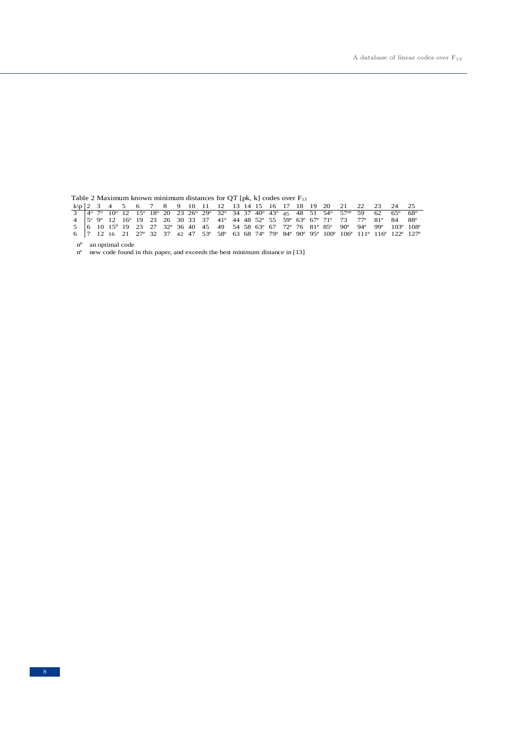Table 2 Maximum known minimum distances for QT [pk, k] codes over $F_{13}$

| k\p | 2 | 3 | 4 | 5 | 6 | 7 | 8 | 9 | 10 | 11 | 12 | 13 | 14 | 15 | 16 | 17 | 18 | 19 | 20 | 21 | 22 | 23 | 24 | 25 |
|---|---|---|---|---|---|---|---|---|---|---|---|---|---|---|---|---|---|---|---|---|---|---|---|---|
| 3 | $4^o$ | $7^o$ | $10^o$ | 12 | $15^o$ | $18^o$ | 20 | 23 | $26^o$ | $29^o$ | $32^o$ | 34 | 37 | $40^o$ | $43^o$ | 45 | 48 | 51 | $54^o$ | $57^{oe}$ | 59 | 62 | $65^o$ | $68^o$ |
| 4 | $5^o$ | $9^o$ | 12 | $16^o$ | 19 | 23 | 26 | 30 | 33 | 37 | $41^e$ | 44 | 48 | $52^e$ | 55 | $59^e$ | $63^e$ | $67^e$ | $71^e$ | 73 | $77^e$ | $81^e$ | 84 | $88^e$ |
| 5 | 6 | 10 | $15^0$ | 19 | 23 | 27 | $32^e$ | 36 | 40 | 45 | 49 | 54 | 58 | $63^e$ | 67 | $72^e$ | 76 | $81^e$ | $85^e$ | $90^e$ | $94^e$ | $99^e$ | $103^e$ | $108^e$ |
| 6 | 7 | 12 | 16 | 21 | $27^e$ | 32 | 37 | 42 | 47 | $53^e$ | $58^e$ | 63 | 68 | $74^e$ | $79^e$ | $84^e$ | $90^e$ | $95^e$ | $100^e$ | $106^e$ | $111^e$ | $116^e$ | $122^e$ | $127^e$ |

$n^0$ an optimal code

$n^e$ new code found in this paper, and exceeds the best minimum distance in [13]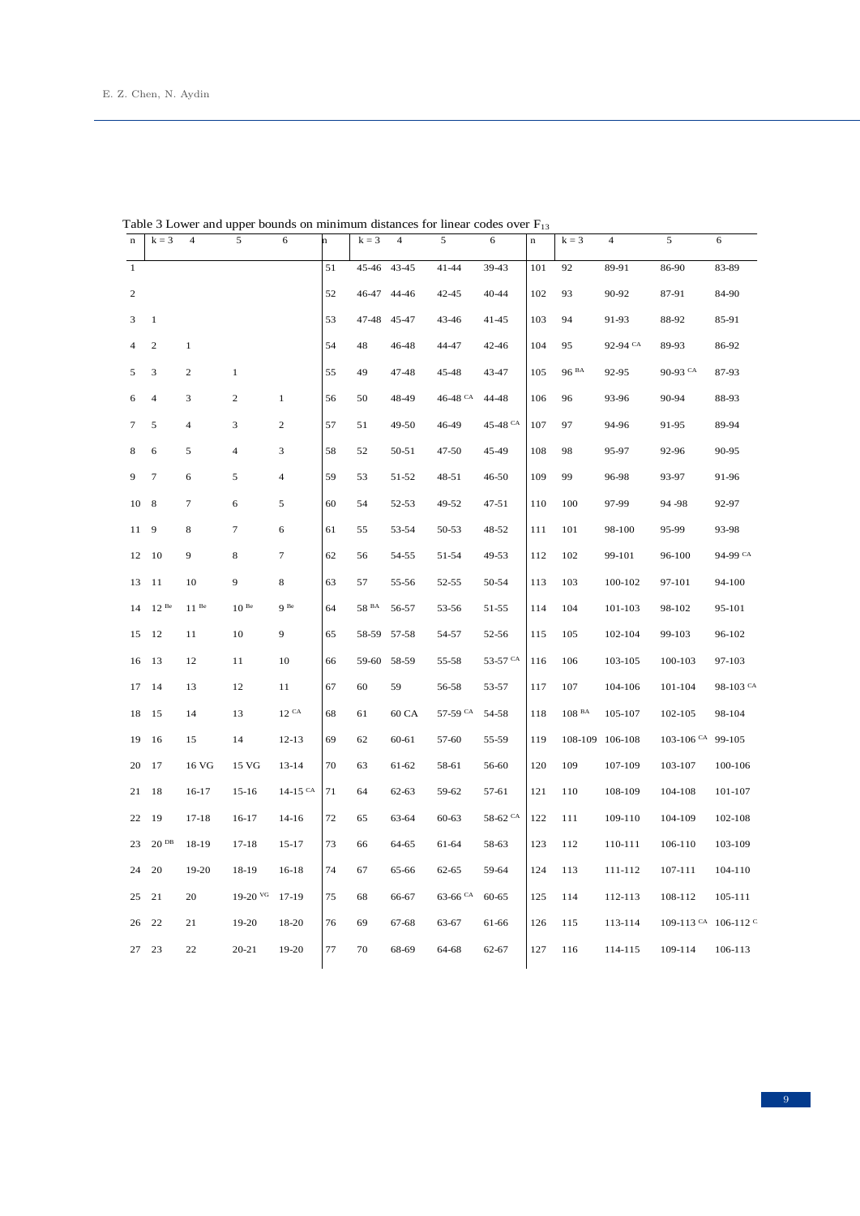Table 3 Lower and upper bounds on minimum distances for linear codes over $F_{13}$

| n | k = 3 | 4 | 5 | 6 | n | k = 3 | 4 | 5 | 6 | n | k = 3 | 4 | 5 | 6 |
|---|---|---|---|---|---|---|---|---|---|---|---|---|---|---|
| 1 | | | | | 51 | 45-46 | 43-45 | 41-44 | 39-43 | 101 | 92 | 89-91 | 86-90 | 83-89 |
| 2 | | | | | 52 | 46-47 | 44-46 | 42-45 | 40-44 | 102 | 93 | 90-92 | 87-91 | 84-90 |
| 3 | 1 | | | | 53 | 47-48 | 45-47 | 43-46 | 41-45 | 103 | 94 | 91-93 | 88-92 | 85-91 |
| 4 | 2 | 1 | | | 54 | 48 | 46-48 | 44-47 | 42-46 | 104 | 95 | 92-94 CA | 89-93 | 86-92 |
| 5 | 3 | 2 | 1 | | 55 | 49 | 47-48 | 45-48 | 43-47 | 105 | 96 BA | 92-95 | 90-93 CA | 87-93 |
| 6 | 4 | 3 | 2 | 1 | 56 | 50 | 48-49 | 46-48 CA | 44-48 | 106 | 96 | 93-96 | 90-94 | 88-93 |
| 7 | 5 | 4 | 3 | 2 | 57 | 51 | 49-50 | 46-49 | 45-48 CA | 107 | 97 | 94-96 | 91-95 | 89-94 |
| 8 | 6 | 5 | 4 | 3 | 58 | 52 | 50-51 | 47-50 | 45-49 | 108 | 98 | 95-97 | 92-96 | 90-95 |
| 9 | 7 | 6 | 5 | 4 | 59 | 53 | 51-52 | 48-51 | 46-50 | 109 | 99 | 96-98 | 93-97 | 91-96 |
| 10 | 8 | 7 | 6 | 5 | 60 | 54 | 52-53 | 49-52 | 47-51 | 110 | 100 | 97-99 | 94 -98 | 92-97 |
| 11 | 9 | 8 | 7 | 6 | 61 | 55 | 53-54 | 50-53 | 48-52 | 111 | 101 | 98-100 | 95-99 | 93-98 |
| 12 | 10 | 9 | 8 | 7 | 62 | 56 | 54-55 | 51-54 | 49-53 | 112 | 102 | 99-101 | 96-100 | 94-99 CA |
| 13 | 11 | 10 | 9 | 8 | 63 | 57 | 55-56 | 52-55 | 50-54 | 113 | 103 | 100-102 | 97-101 | 94-100 |
| 14 | 12 Be | 11 Be | 10 Be | 9 Be | 64 | 58 BA | 56-57 | 53-56 | 51-55 | 114 | 104 | 101-103 | 98-102 | 95-101 |
| 15 | 12 | 11 | 10 | 9 | 65 | 58-59 | 57-58 | 54-57 | 52-56 | 115 | 105 | 102-104 | 99-103 | 96-102 |
| 16 | 13 | 12 | 11 | 10 | 66 | 59-60 | 58-59 | 55-58 | 53-57 CA | 116 | 106 | 103-105 | 100-103 | 97-103 |
| 17 | 14 | 13 | 12 | 11 | 67 | 60 | 59 | 56-58 | 53-57 | 117 | 107 | 104-106 | 101-104 | 98-103 CA |
| 18 | 15 | 14 | 13 | 12 CA | 68 | 61 | 60 CA | 57-59 CA | 54-58 | 118 | 108 BA | 105-107 | 102-105 | 98-104 |
| 19 | 16 | 15 | 14 | 12-13 | 69 | 62 | 60-61 | 57-60 | 55-59 | 119 | 108-109 | 106-108 | 103-106 CA | 99-105 |
| 20 | 17 | 16 VG | 15 VG | 13-14 | 70 | 63 | 61-62 | 58-61 | 56-60 | 120 | 109 | 107-109 | 103-107 | 100-106 |
| 21 | 18 | 16-17 | 15-16 | 14-15 CA | 71 | 64 | 62-63 | 59-62 | 57-61 | 121 | 110 | 108-109 | 104-108 | 101-107 |
| 22 | 19 | 17-18 | 16-17 | 14-16 | 72 | 65 | 63-64 | 60-63 | 58-62 CA | 122 | 111 | 109-110 | 104-109 | 102-108 |
| 23 | 20 DB | 18-19 | 17-18 | 15-17 | 73 | 66 | 64-65 | 61-64 | 58-63 | 123 | 112 | 110-111 | 106-110 | 103-109 |
| 24 | 20 | 19-20 | 18-19 | 16-18 | 74 | 67 | 65-66 | 62-65 | 59-64 | 124 | 113 | 111-112 | 107-111 | 104-110 |
| 25 | 21 | 20 | 19-20 VG | 17-19 | 75 | 68 | 66-67 | 63-66 CA | 60-65 | 125 | 114 | 112-113 | 108-112 | 105-111 |
| 26 | 22 | 21 | 19-20 | 18-20 | 76 | 69 | 67-68 | 63-67 | 61-66 | 126 | 115 | 113-114 | 109-113 CA | 106-112 C |
| 27 | 23 | 22 | 20-21 | 19-20 | 77 | 70 | 68-69 | 64-68 | 62-67 | 127 | 116 | 114-115 | 109-114 | 106-113 |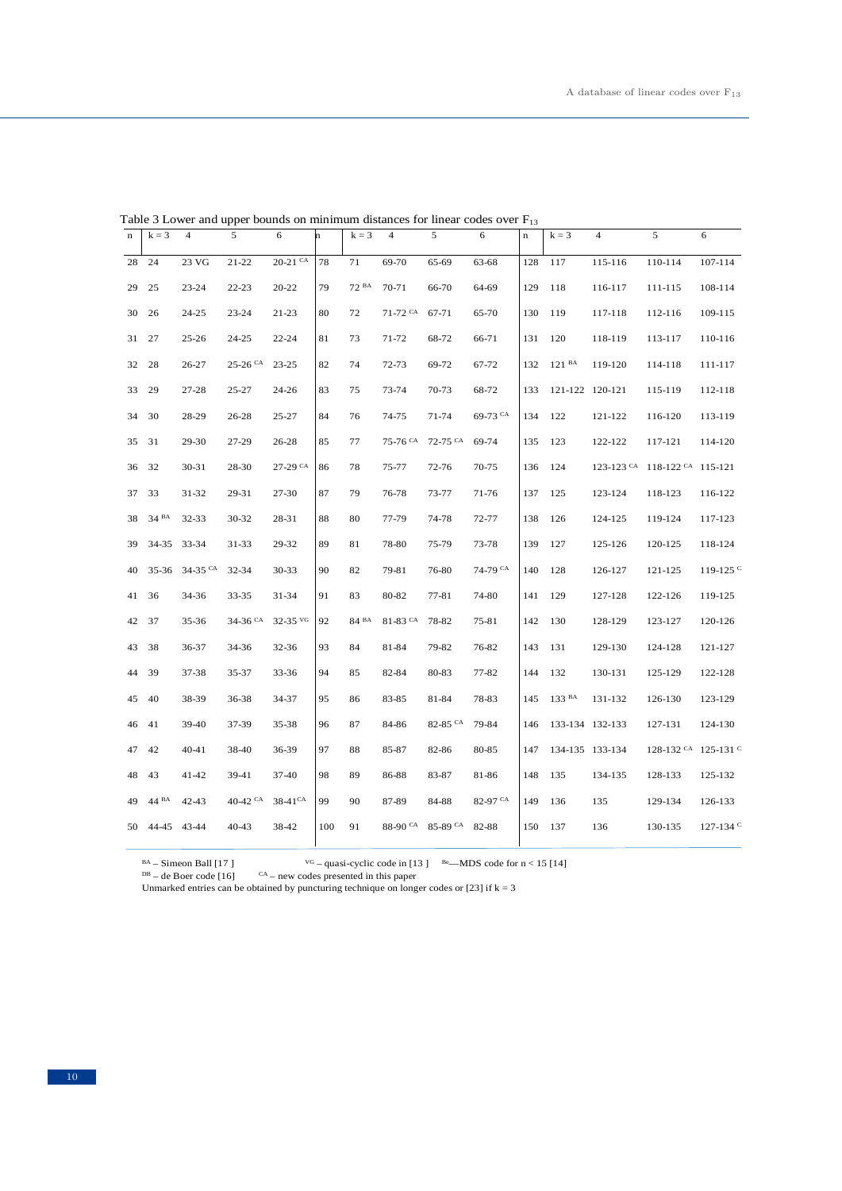Table 3 Lower and upper bounds on minimum distances for linear codes over $F_{13}$

| n | k = 3 | 4 | 5 | 6 | n | k = 3 | 4 | 5 | 6 | n | k = 3 | 4 | 5 | 6 |
|---|---|---|---|---|---|---|---|---|---|---|---|---|---|---|
| 28 | 24 | 23 VG | 21-22 | 20-21 CA | 78 | 71 | 69-70 | 65-69 | 63-68 | 128 | 117 | 115-116 | 110-114 | 107-114 |
| 29 | 25 | 23-24 | 22-23 | 20-22 | 79 | 72 BA | 70-71 | 66-70 | 64-69 | 129 | 118 | 116-117 | 111-115 | 108-114 |
| 30 | 26 | 24-25 | 23-24 | 21-23 | 80 | 72 | 71-72 CA | 67-71 | 65-70 | 130 | 119 | 117-118 | 112-116 | 109-115 |
| 31 | 27 | 25-26 | 24-25 | 22-24 | 81 | 73 | 71-72 | 68-72 | 66-71 | 131 | 120 | 118-119 | 113-117 | 110-116 |
| 32 | 28 | 26-27 | 25-26 CA | 23-25 | 82 | 74 | 72-73 | 69-72 | 67-72 | 132 | 121 BA | 119-120 | 114-118 | 111-117 |
| 33 | 29 | 27-28 | 25-27 | 24-26 | 83 | 75 | 73-74 | 70-73 | 68-72 | 133 | 121-122 | 120-121 | 115-119 | 112-118 |
| 34 | 30 | 28-29 | 26-28 | 25-27 | 84 | 76 | 74-75 | 71-74 | 69-73 CA | 134 | 122 | 121-122 | 116-120 | 113-119 |
| 35 | 31 | 29-30 | 27-29 | 26-28 | 85 | 77 | 75-76 CA | 72-75 CA | 69-74 | 135 | 123 | 122-122 | 117-121 | 114-120 |
| 36 | 32 | 30-31 | 28-30 | 27-29 CA | 86 | 78 | 75-77 | 72-76 | 70-75 | 136 | 124 | 123-123 CA | 118-122 CA | 115-121 |
| 37 | 33 | 31-32 | 29-31 | 27-30 | 87 | 79 | 76-78 | 73-77 | 71-76 | 137 | 125 | 123-124 | 118-123 | 116-122 |
| 38 | 34 BA | 32-33 | 30-32 | 28-31 | 88 | 80 | 77-79 | 74-78 | 72-77 | 138 | 126 | 124-125 | 119-124 | 117-123 |
| 39 | 34-35 | 33-34 | 31-33 | 29-32 | 89 | 81 | 78-80 | 75-79 | 73-78 | 139 | 127 | 125-126 | 120-125 | 118-124 |
| 40 | 35-36 | 34-35 CA | 32-34 | 30-33 | 90 | 82 | 79-81 | 76-80 | 74-79 CA | 140 | 128 | 126-127 | 121-125 | 119-125 C |
| 41 | 36 | 34-36 | 33-35 | 31-34 | 91 | 83 | 80-82 | 77-81 | 74-80 | 141 | 129 | 127-128 | 122-126 | 119-125 |
| 42 | 37 | 35-36 | 34-36 CA | 32-35 VG | 92 | 84 BA | 81-83 CA | 78-82 | 75-81 | 142 | 130 | 128-129 | 123-127 | 120-126 |
| 43 | 38 | 36-37 | 34-36 | 32-36 | 93 | 84 | 81-84 | 79-82 | 76-82 | 143 | 131 | 129-130 | 124-128 | 121-127 |
| 44 | 39 | 37-38 | 35-37 | 33-36 | 94 | 85 | 82-84 | 80-83 | 77-82 | 144 | 132 | 130-131 | 125-129 | 122-128 |
| 45 | 40 | 38-39 | 36-38 | 34-37 | 95 | 86 | 83-85 | 81-84 | 78-83 | 145 | 133 BA | 131-132 | 126-130 | 123-129 |
| 46 | 41 | 39-40 | 37-39 | 35-38 | 96 | 87 | 84-86 | 82-85 CA | 79-84 | 146 | 133-134 | 132-133 | 127-131 | 124-130 |
| 47 | 42 | 40-41 | 38-40 | 36-39 | 97 | 88 | 85-87 | 82-86 | 80-85 | 147 | 134-135 | 133-134 | 128-132 CA | 125-131 C |
| 48 | 43 | 41-42 | 39-41 | 37-40 | 98 | 89 | 86-88 | 83-87 | 81-86 | 148 | 135 | 134-135 | 128-133 | 125-132 |
| 49 | 44 BA | 42-43 | 40-42 CA | 38-41 CA | 99 | 90 | 87-89 | 84-88 | 82-97 CA | 149 | 136 | 135 | 129-134 | 126-133 |
| 50 | 44-45 | 43-44 | 40-43 | 38-42 | 100 | 91 | 88-90 CA | 85-89 CA | 82-88 | 150 | 137 | 136 | 130-135 | 127-134 C |

BA – Simeon Ball [17]  VG – quasi-cyclic code in [13]  Be—MDS code for n < 15 [14]
DB – de Boer code [16]  CA – new codes presented in this paper
Unmarked entries can be obtained by puncturing technique on longer codes or [23] if k = 3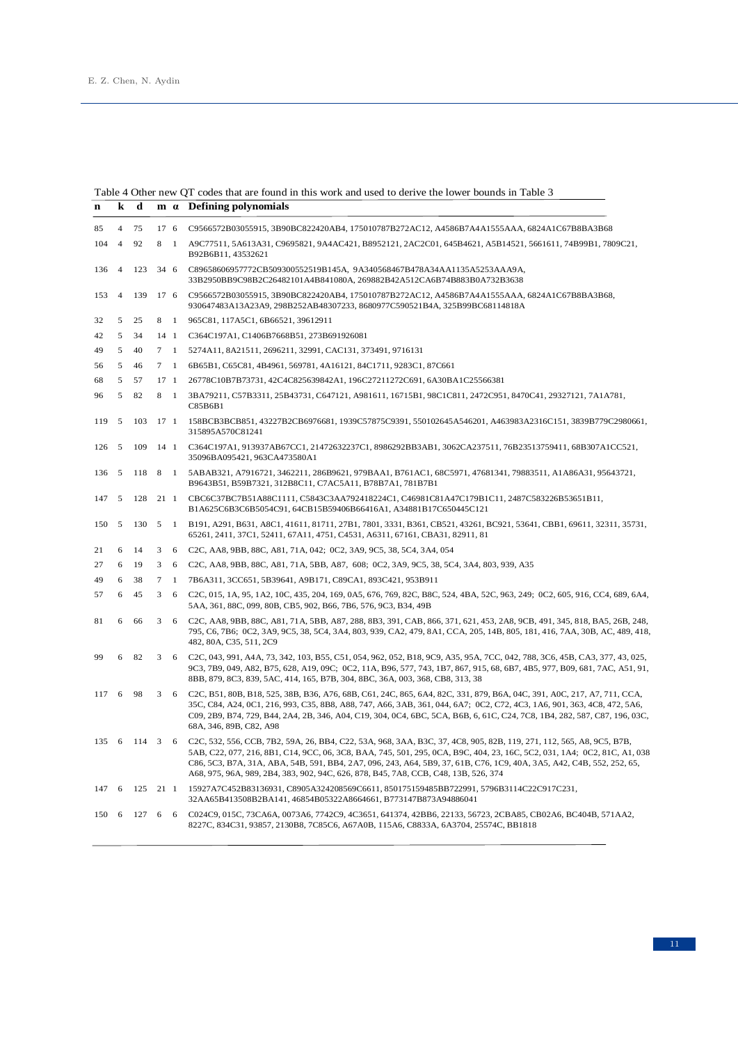Table 4 Other new QT codes that are found in this work and used to derive the lower bounds in Table 3

| n | k | d | m | $\alpha$ | Defining polynomials |
|---|---|---|---|---|---|
| 85 | 4 | 75 | 17 | 6 | C9566572B03055915, 3B90BC822420AB4, 175010787B272AC12, A4586B7A4A1555AAA, 6824A1C67B8BA3B68 |
| 104 | 4 | 92 | 8 | 1 | A9C77511, 5A613A31, C9695821, 9A4AC421, B8952121, 2AC2C01, 645B4621, A5B14521, 5661611, 74B99B1, 7809C21, B92B6B11, 43532621 |
| 136 | 4 | 123 | 34 | 6 | C89658606957772CB509300552519B145A, 9A340568467B478A34AA1135A5253AAA9A, 33B2950BB9C98B2C26482101A4B841080A, 269882B42A512CA6B74B883B0A732B3638 |
| 153 | 4 | 139 | 17 | 6 | C9566572B03055915, 3B90BC822420AB4, 175010787B272AC12, A4586B7A4A1555AAA, 6824A1C67B8BA3B68, 930647483A13A23A9, 298B252AB48307233, 8680977C590521B4A, 325B99BC68114818A |
| 32 | 5 | 25 | 8 | 1 | 965C81, 117A5C1, 6B66521, 39612911 |
| 42 | 5 | 34 | 14 | 1 | C364C197A1, C1406B7668B51, 273B691926081 |
| 49 | 5 | 40 | 7 | 1 | 5274A11, 8A21511, 2696211, 32991, CAC131, 373491, 9716131 |
| 56 | 5 | 46 | 7 | 1 | 6B65B1, C65C81, 4B4961, 569781, 4A16121, 84C1711, 9283C1, 87C661 |
| 68 | 5 | 57 | 17 | 1 | 26778C10B7B73731, 42C4C825639842A1, 196C27211272C691, 6A30BA1C25566381 |
| 96 | 5 | 82 | 8 | 1 | 3BA79211, C57B3311, 25B43731, C647121, A981611, 16715B1, 98C1C811, 2472C951, 8470C41, 29327121, 7A1A781, C85B6B1 |
| 119 | 5 | 103 | 17 | 1 | 158BCB3BCB851, 43227B2CB6976681, 1939C57875C9391, 550102645A546201, A463983A2316C151, 3839B779C2980661, 315895A570C81241 |
| 126 | 5 | 109 | 14 | 1 | C364C197A1, 913937AB67CC1, 21472632237C1, 8986292BB3AB1, 3062CA237511, 76B23513759411, 68B307A1CC521, 35096BA095421, 963CA473580A1 |
| 136 | 5 | 118 | 8 | 1 | 5ABAB321, A7916721, 3462211, 286B9621, 979BAA1, B761AC1, 68C5971, 47681341, 79883511, A1A86A31, 95643721, B9643B51, B59B7321, 312B8C11, C7AC5A11, B78B7A1, 781B7B1 |
| 147 | 5 | 128 | 21 | 1 | CBC6C37BC7B51A88C1111, C5843C3AA792418224C1, C46981C81A47C179B1C11, 2487C583226B53651B11, B1A625C6B3C6B5054C91, 64CB15B59406B66416A1, A34881B17C650445C121 |
| 150 | 5 | 130 | 5 | 1 | B191, A291, B631, A8C1, 41611, 81711, 27B1, 7801, 3331, B361, CB521, 43261, BC921, 53641, CBB1, 69611, 32311, 35731, 65261, 2411, 37C1, 52411, 67A11, 4751, C4531, A6311, 67161, CBA31, 82911, 81 |
| 21 | 6 | 14 | 3 | 6 | C2C, AA8, 9BB, 88C, A81, 71A, 042; 0C2, 3A9, 9C5, 38, 5C4, 3A4, 054 |
| 27 | 6 | 19 | 3 | 6 | C2C, AA8, 9BB, 88C, A81, 71A, 5BB, A87, 608; 0C2, 3A9, 9C5, 38, 5C4, 3A4, 803, 939, A35 |
| 49 | 6 | 38 | 7 | 1 | 7B6A311, 3CC651, 5B39641, A9B171, C89CA1, 893C421, 953B911 |
| 57 | 6 | 45 | 3 | 6 | C2C, 015, 1A, 95, 1A2, 10C, 435, 204, 169, 0A5, 676, 769, 82C, B8C, 524, 4BA, 52C, 963, 249; 0C2, 605, 916, CC4, 689, 6A4, 5AA, 361, 88C, 099, 80B, CB5, 902, B66, 7B6, 576, 9C3, B34, 49B |
| 81 | 6 | 66 | 3 | 6 | C2C, AA8, 9BB, 88C, A81, 71A, 5BB, A87, 288, 8B3, 391, CAB, 866, 371, 621, 453, 2A8, 9CB, 491, 345, 818, BA5, 26B, 248, 795, C6, 7B6; 0C2, 3A9, 9C5, 38, 5C4, 3A4, 803, 939, CA2, 479, 8A1, CCA, 205, 14B, 805, 181, 416, 7AA, 30B, AC, 489, 418, 482, 80A, C35, 511, 2C9 |
| 99 | 6 | 82 | 3 | 6 | C2C, 043, 991, A4A, 73, 342, 103, B55, C51, 054, 962, 052, B18, 9C9, A35, 95A, 7CC, 042, 788, 3C6, 45B, CA3, 377, 43, 025, 9C3, 7B9, 049, A82, B75, 628, A19, 09C; 0C2, 11A, B96, 577, 743, 1B7, 867, 915, 68, 6B7, 4B5, 977, B09, 681, 7AC, A51, 91, 8BB, 879, 8C3, 839, 5AC, 414, 165, B7B, 304, 8BC, 36A, 003, 368, CB8, 313, 38 |
| 117 | 6 | 98 | 3 | 6 | C2C, B51, 80B, B18, 525, 38B, B36, A76, 68B, C61, 24C, 865, 6A4, 82C, 331, 879, B6A, 04C, 391, A0C, 217, A7, 711, CCA, 35C, C84, A24, 0C1, 216, 993, C35, 8B8, A88, 747, A66, 3AB, 361, 044, 6A7; 0C2, C72, 4C3, 1A6, 901, 363, 4C8, 472, 5A6, C09, 2B9, B74, 729, B44, 2A4, 2B, 346, A04, C19, 304, 0C4, 6BC, 5CA, B6B, 6, 61C, C24, 7C8, 1B4, 282, 587, C87, 196, 03C, 68A, 346, 89B, C82, A98 |
| 135 | 6 | 114 | 3 | 6 | C2C, 532, 556, CCB, 7B2, 59A, 26, BB4, C22, 53A, 968, 3AA, B3C, 37, 4C8, 905, 82B, 119, 271, 112, 565, A8, 9C5, B7B, 5AB, C22, 077, 216, 8B1, C14, 9CC, 06, 3C8, BAA, 745, 501, 295, 0CA, B9C, 404, 23, 16C, 5C2, 031, 1A4; 0C2, 81C, A1, 038 C86, 5C3, B7A, 31A, ABA, 54B, 591, BB4, 2A7, 096, 243, A64, 5B9, 37, 61B, C76, 1C9, 40A, 3A5, A42, C4B, 552, 252, 65, A68, 975, 96A, 989, 2B4, 383, 902, 94C, 626, 878, B45, 7A8, CCB, C48, 13B, 526, 374 |
| 147 | 6 | 125 | 21 | 1 | 15927A7C452B83136931, C8905A324208569C6611, 850175159485BB722991, 5796B3114C22C917C231, 32AA65B413508B2BA141, 46854B05322A8664661, B773147B873A94886041 |
| 150 | 6 | 127 | 6 | 6 | C024C9, 015C, 73CA6A, 0073A6, 7742C9, 4C3651, 641374, 42BB6, 22133, 56723, 2CBA85, CB02A6, BC404B, 571AA2, 8227C, 834C31, 93857, 2130B8, 7C85C6, A67A0B, 115A6, C8833A, 6A3704, 25574C, BB1818 |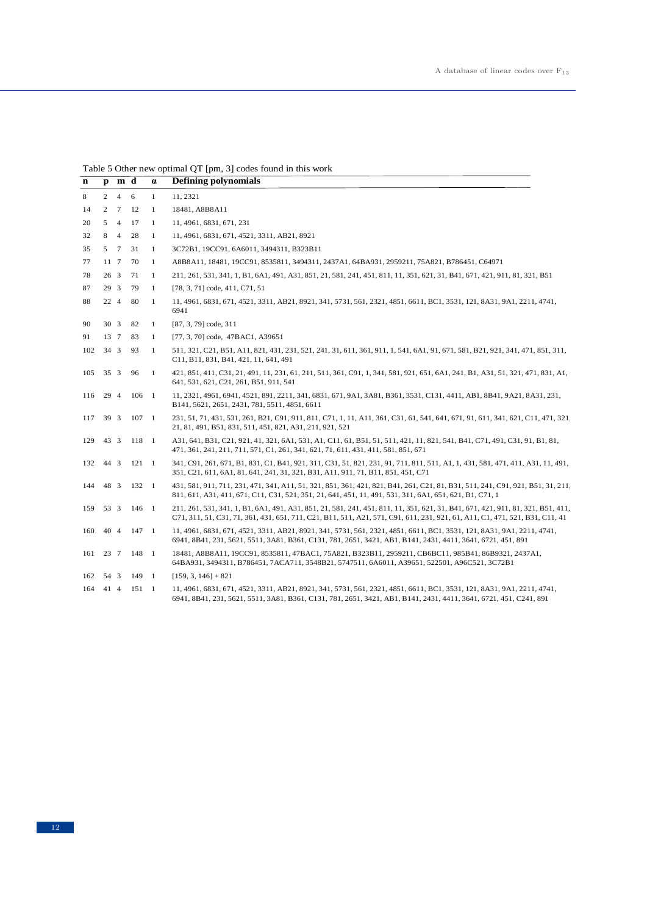Table 5 Other new optimal QT [pm, 3] codes found in this work

| n | p | m | d | α | Defining polynomials |
|---|---|---|---|---|---|
| 8 | 2 | 4 | 6 | 1 | 11, 2321 |
| 14 | 2 | 7 | 12 | 1 | 18481, A8B8A11 |
| 20 | 5 | 4 | 17 | 1 | 11, 4961, 6831, 671, 231 |
| 32 | 8 | 4 | 28 | 1 | 11, 4961, 6831, 671, 4521, 3311, AB21, 8921 |
| 35 | 5 | 7 | 31 | 1 | 3C72B1, 19CC91, 6A6011, 3494311, B323B11 |
| 77 | 11 | 7 | 70 | 1 | A8B8A11, 18481, 19CC91, 8535811, 3494311, 2437A1, 64BA931, 2959211, 75A821, B786451, C64971 |
| 78 | 26 | 3 | 71 | 1 | 211, 261, 531, 341, 1, B1, 6A1, 491, A31, 851, 21, 581, 241, 451, 811, 11, 351, 621, 31, B41, 671, 421, 911, 81, 321, B51 |
| 87 | 29 | 3 | 79 | 1 | [78, 3, 71] code, 411, C71, 51 |
| 88 | 22 | 4 | 80 | 1 | 11, 4961, 6831, 671, 4521, 3311, AB21, 8921, 341, 5731, 561, 2321, 4851, 6611, BC1, 3531, 121, 8A31, 9A1, 2211, 4741, 6941 |
| 90 | 30 | 3 | 82 | 1 | [87, 3, 79] code, 311 |
| 91 | 13 | 7 | 83 | 1 | [77, 3, 70] code, 47BAC1, A39651 |
| 102 | 34 | 3 | 93 | 1 | 511, 321, C21, B51, A11, 821, 431, 231, 521, 241, 31, 611, 361, 911, 1, 541, 6A1, 91, 671, 581, B21, 921, 341, 471, 851, 311, C11, B11, 831, B41, 421, 11, 641, 491 |
| 105 | 35 | 3 | 96 | 1 | 421, 851, 411, C31, 21, 491, 11, 231, 61, 211, 511, 361, C91, 1, 341, 581, 921, 651, 6A1, 241, B1, A31, 51, 321, 471, 831, A1, 641, 531, 621, C21, 261, B51, 911, 541 |
| 116 | 29 | 4 | 106 | 1 | 11, 2321, 4961, 6941, 4521, 891, 2211, 341, 6831, 671, 9A1, 3A81, B361, 3531, C131, 4411, AB1, 8B41, 9A21, 8A31, 231, B141, 5621, 2651, 2431, 781, 5511, 4851, 6611 |
| 117 | 39 | 3 | 107 | 1 | 231, 51, 71, 431, 531, 261, B21, C91, 911, 811, C71, 1, 11, A11, 361, C31, 61, 541, 641, 671, 91, 611, 341, 621, C11, 471, 321, 21, 81, 491, B51, 831, 511, 451, 821, A31, 211, 921, 521 |
| 129 | 43 | 3 | 118 | 1 | A31, 641, B31, C21, 921, 41, 321, 6A1, 531, A1, C11, 61, B51, 51, 511, 421, 11, 821, 541, B41, C71, 491, C31, 91, B1, 81, 471, 361, 241, 211, 711, 571, C1, 261, 341, 621, 71, 611, 431, 411, 581, 851, 671 |
| 132 | 44 | 3 | 121 | 1 | 341, C91, 261, 671, B1, 831, C1, B41, 921, 311, C31, 51, 821, 231, 91, 711, 811, 511, A1, 1, 431, 581, 471, 411, A31, 11, 491, 351, C21, 611, 6A1, 81, 641, 241, 31, 321, B31, A11, 911, 71, B11, 851, 451, C71 |
| 144 | 48 | 3 | 132 | 1 | 431, 581, 911, 711, 231, 471, 341, A11, 51, 321, 851, 361, 421, 821, B41, 261, C21, 81, B31, 511, 241, C91, 921, B51, 31, 211, 811, 611, A31, 411, 671, C11, C31, 521, 351, 21, 641, 451, 11, 491, 531, 311, 6A1, 651, 621, B1, C71, 1 |
| 159 | 53 | 3 | 146 | 1 | 211, 261, 531, 341, 1, B1, 6A1, 491, A31, 851, 21, 581, 241, 451, 811, 11, 351, 621, 31, B41, 671, 421, 911, 81, 321, B51, 411, C71, 311, 51, C31, 71, 361, 431, 651, 711, C21, B11, 511, A21, 571, C91, 611, 231, 921, 61, A11, C1, 471, 521, B31, C11, 41 |
| 160 | 40 | 4 | 147 | 1 | 11, 4961, 6831, 671, 4521, 3311, AB21, 8921, 341, 5731, 561, 2321, 4851, 6611, BC1, 3531, 121, 8A31, 9A1, 2211, 4741, 6941, 8B41, 231, 5621, 5511, 3A81, B361, C131, 781, 2651, 3421, AB1, B141, 2431, 4411, 3641, 6721, 451, 891 |
| 161 | 23 | 7 | 148 | 1 | 18481, A8B8A11, 19CC91, 8535811, 47BAC1, 75A821, B323B11, 2959211, CB6BC11, 985B41, 86B9321, 2437A1, 64BA931, 3494311, B786451, 7ACA711, 3548B21, 5747511, 6A6011, A39651, 522501, A96C521, 3C72B1 |
| 162 | 54 | 3 | 149 | 1 | [159, 3, 146] + 821 |
| 164 | 41 | 4 | 151 | 1 | 11, 4961, 6831, 671, 4521, 3311, AB21, 8921, 341, 5731, 561, 2321, 4851, 6611, BC1, 3531, 121, 8A31, 9A1, 2211, 4741, 6941, 8B41, 231, 5621, 5511, 3A81, B361, C131, 781, 2651, 3421, AB1, B141, 2431, 4411, 3641, 6721, 451, C241, 891 |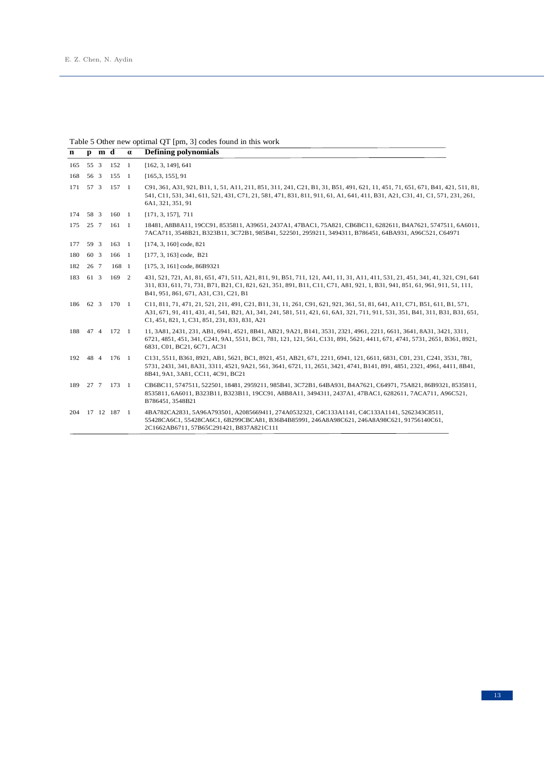Table 5 Other new optimal QT [pm, 3] codes found in this work

| n | p | m | d | α | Defining polynomials |
|---|---|---|---|---|---|
| 165 | 55 | 3 | 152 | 1 | [162, 3, 149], 641 |
| 168 | 56 | 3 | 155 | 1 | [165,3, 155], 91 |
| 171 | 57 | 3 | 157 | 1 | C91, 361, A31, 921, B11, 1, 51, A11, 211, 851, 311, 241, C21, B1, 31, B51, 491, 621, 11, 451, 71, 651, 671, B41, 421, 511, 81, 541, C11, 531, 341, 611, 521, 431, C71, 21, 581, 471, 831, 811, 911, 61, A1, 641, 411, B31, A21, C31, 41, C1, 571, 231, 261, 6A1, 321, 351, 91 |
| 174 | 58 | 3 | 160 | 1 | [171, 3, 157], 711 |
| 175 | 25 | 7 | 161 | 1 | 18481, A8B8A11, 19CC91, 8535811, A39651, 2437A1, 47BAC1, 75A821, CB6BC11, 6282611, B4A7621, 5747511, 6A6011, 7ACA711, 3548B21, B323B11, 3C72B1, 985B41, 522501, 2959211, 3494311, B786451, 64BA931, A96C521, C64971 |
| 177 | 59 | 3 | 163 | 1 | [174, 3, 160] code, 821 |
| 180 | 60 | 3 | 166 | 1 | [177, 3, 163] code, B21 |
| 182 | 26 | 7 | 168 | 1 | [175, 3, 161] code, 86B9321 |
| 183 | 61 | 3 | 169 | 2 | 431, 521, 721, A1, 81, 651, 471, 511, A21, 811, 91, B51, 711, 121, A41, 11, 31, A11, 411, 531, 21, 451, 341, 41, 321, C91, 641 311, 831, 611, 71, 731, B71, B21, C1, 821, 621, 351, 891, B11, C11, C71, A81, 921, 1, B31, 941, 851, 61, 961, 911, 51, 111, B41, 951, 861, 671, A31, C31, C21, B1 |
| 186 | 62 | 3 | 170 | 1 | C11, 811, 71, 471, 21, 521, 211, 491, C21, B11, 31, 11, 261, C91, 621, 921, 361, 51, 81, 641, A11, C71, B51, 611, B1, 571, A31, 671, 91, 411, 431, 41, 541, B21, A1, 341, 241, 581, 511, 421, 61, 6A1, 321, 711, 911, 531, 351, B41, 311, B31, B31, 651, C1, 451, 821, 1, C31, 851, 231, 831, 831, A21 |
| 188 | 47 | 4 | 172 | 1 | 11, 3A81, 2431, 231, AB1, 6941, 4521, 8B41, AB21, 9A21, B141, 3531, 2321, 4961, 2211, 6611, 3641, 8A31, 3421, 3311, 6721, 4851, 451, 341, C241, 9A1, 5511, BC1, 781, 121, 121, 561, C131, 891, 5621, 4411, 671, 4741, 5731, 2651, B361, 8921, 6831, C01, BC21, 6C71, AC31 |
| 192 | 48 | 4 | 176 | 1 | C131, 5511, B361, 8921, AB1, 5621, BC1, 8921, 451, AB21, 671, 2211, 6941, 121, 6611, 6831, C01, 231, C241, 3531, 781, 5731, 2431, 341, 8A31, 3311, 4521, 9A21, 561, 3641, 6721, 11, 2651, 3421, 4741, B141, 891, 4851, 2321, 4961, 4411, 8B41, 8B41, 9A1, 3A81, CC11, 4C91, BC21 |
| 189 | 27 | 7 | 173 | 1 | CB6BC11, 5747511, 522501, 18481, 2959211, 985B41, 3C72B1, 64BA931, B4A7621, C64971, 75A821, 86B9321, 8535811, 8535811, 6A6011, B323B11, B323B11, 19CC91, A8B8A11, 3494311, 2437A1, 47BAC1, 6282611, 7ACA711, A96C521, B786451, 3548B21 |
| 204 | 17 | 12 | 187 | 1 | 4BA782CA2831, 5A96A793501, A2085669411, 274A0532321, C4C133A1141, C4C133A1141, 5262343C8511, 55428CA6C1, 55428CA6C1, 6B299CBCA81, B36B4B85991, 246A8A98C621, 246A8A98C621, 91756140C61, 2C1662AB6711, 57B65C291421, B837A821C111 |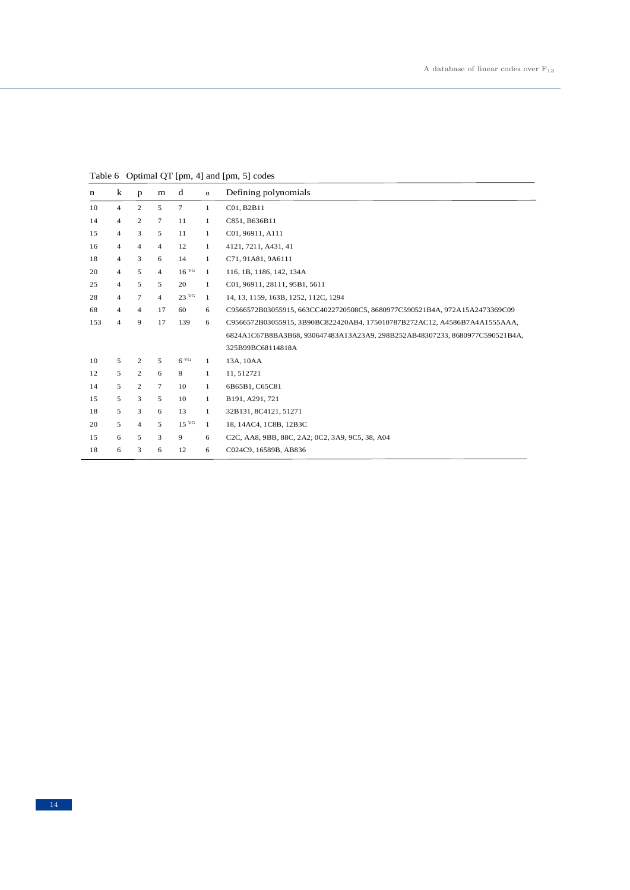Table 6 Optimal QT [pm, 4] and [pm, 5] codes

| n | k | p | m | d | α | Defining polynomials |
|---|---|---|---|---|---|---|
| 10 | 4 | 2 | 5 | 7 | 1 | C01, B2B11 |
| 14 | 4 | 2 | 7 | 11 | 1 | C851, B636B11 |
| 15 | 4 | 3 | 5 | 11 | 1 | C01, 96911, A111 |
| 16 | 4 | 4 | 4 | 12 | 1 | 4121, 7211, A431, 41 |
| 18 | 4 | 3 | 6 | 14 | 1 | C71, 91A81, 9A6111 |
| 20 | 4 | 5 | 4 | $16^{VG}$ | 1 | 116, 1B, 1186, 142, 134A |
| 25 | 4 | 5 | 5 | 20 | 1 | C01, 96911, 28111, 95B1, 5611 |
| 28 | 4 | 7 | 4 | $23^{VG}$ | 1 | 14, 13, 1159, 163B, 1252, 112C, 1294 |
| 68 | 4 | 4 | 17 | 60 | 6 | C9566572B03055915, 663CC4022720508C5, 8680977C590521B4A, 972A15A2473369C09 |
| 153 | 4 | 9 | 17 | 139 | 6 | C9566572B03055915, 3B90BC822420AB4, 175010787B272AC12, A4586B7A4A1555AAA, 6824A1C67B8BA3B68, 930647483A13A23A9, 298B252AB48307233, 8680977C590521B4A, 325B99BC68114818A |
| 10 | 5 | 2 | 5 | $6^{VG}$ | 1 | 13A, 10AA |
| 12 | 5 | 2 | 6 | 8 | 1 | 11, 512721 |
| 14 | 5 | 2 | 7 | 10 | 1 | 6B65B1, C65C81 |
| 15 | 5 | 3 | 5 | 10 | 1 | B191, A291, 721 |
| 18 | 5 | 3 | 6 | 13 | 1 | 32B131, 8C4121, 51271 |
| 20 | 5 | 4 | 5 | $15^{VG}$ | 1 | 18, 14AC4, 1C8B, 12B3C |
| 15 | 6 | 5 | 3 | 9 | 6 | C2C, AA8, 9BB, 88C, 2A2; 0C2, 3A9, 9C5, 38, A04 |
| 18 | 6 | 3 | 6 | 12 | 6 | C024C9, 16589B, AB836 |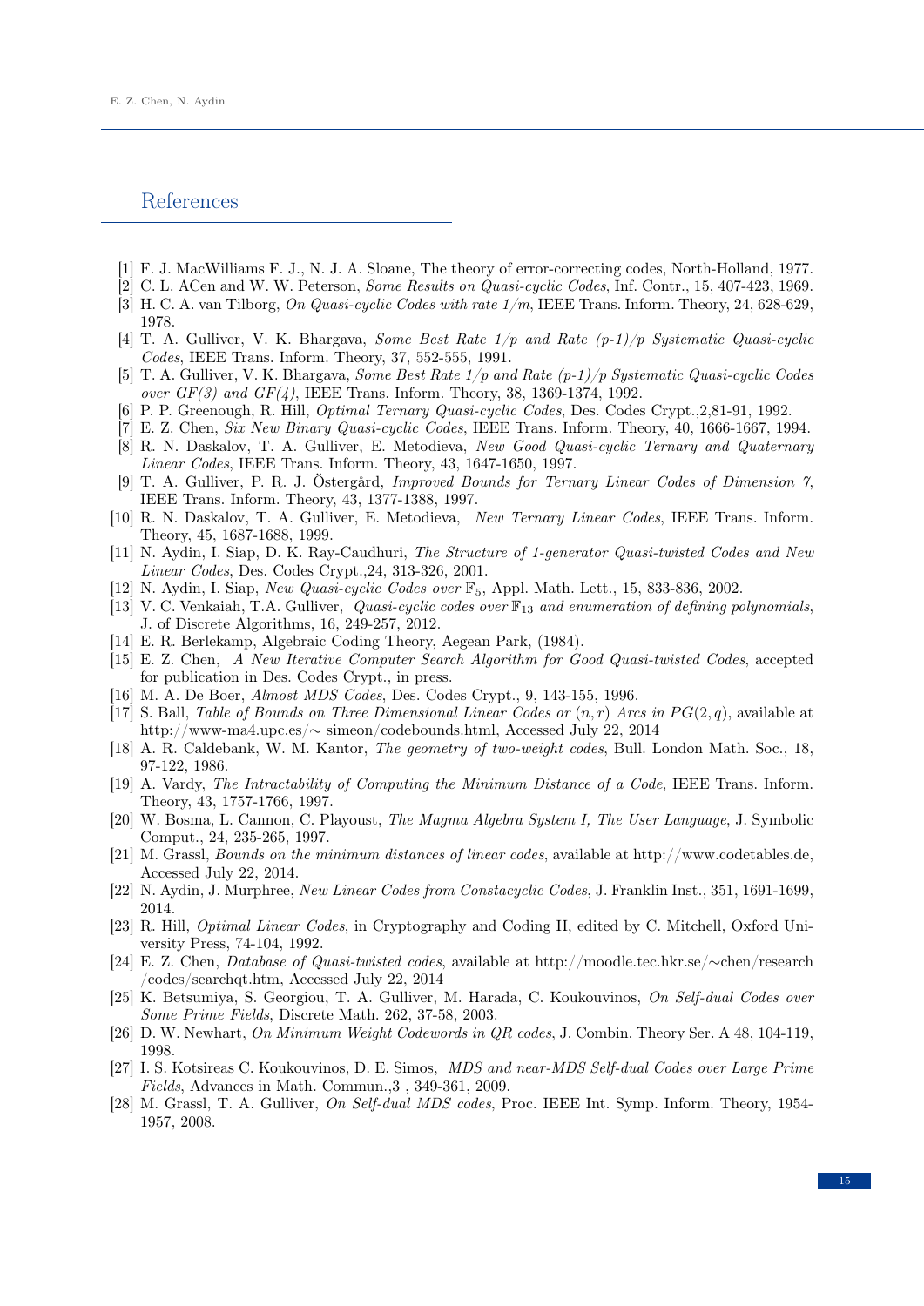## References

[1] F. J. MacWilliams F. J., N. J. A. Sloane, The theory of error-correcting codes, North-Holland, 1977.

[2] C. L. ACen and W. W. Peterson, *Some Results on Quasi-cyclic Codes*, Inf. Contr., 15, 407-423, 1969.

[3] H. C. A. van Tilborg, *On Quasi-cyclic Codes with rate 1/m*, IEEE Trans. Inform. Theory, 24, 628-629, 1978.

[4] T. A. Gulliver, V. K. Bhargava, *Some Best Rate 1/p and Rate (p-1)/p Systematic Quasi-cyclic Codes*, IEEE Trans. Inform. Theory, 37, 552-555, 1991.

[5] T. A. Gulliver, V. K. Bhargava, *Some Best Rate 1/p and Rate (p-1)/p Systematic Quasi-cyclic Codes over GF(3) and GF(4)*, IEEE Trans. Inform. Theory, 38, 1369-1374, 1992.

[6] P. P. Greenough, R. Hill, *Optimal Ternary Quasi-cyclic Codes*, Des. Codes Crypt.,2,81-91, 1992.

[7] E. Z. Chen, *Six New Binary Quasi-cyclic Codes*, IEEE Trans. Inform. Theory, 40, 1666-1667, 1994.

[8] R. N. Daskalov, T. A. Gulliver, E. Metodieva, *New Good Quasi-cyclic Ternary and Quaternary Linear Codes*, IEEE Trans. Inform. Theory, 43, 1647-1650, 1997.

[9] T. A. Gulliver, P. R. J. Östergård, *Improved Bounds for Ternary Linear Codes of Dimension 7*, IEEE Trans. Inform. Theory, 43, 1377-1388, 1997.

[10] R. N. Daskalov, T. A. Gulliver, E. Metodieva, *New Ternary Linear Codes*, IEEE Trans. Inform. Theory, 45, 1687-1688, 1999.

[11] N. Aydin, I. Siap, D. K. Ray-Caudhuri, *The Structure of 1-generator Quasi-twisted Codes and New Linear Codes*, Des. Codes Crypt.,24, 313-326, 2001.

[12] N. Aydin, I. Siap, *New Quasi-cyclic Codes over* $\mathbb{F}_5$, Appl. Math. Lett., 15, 833-836, 2002.

[13] V. C. Venkaiah, T.A. Gulliver, *Quasi-cyclic codes over* $\mathbb{F}_{13}$ *and enumeration of defining polynomials*, J. of Discrete Algorithms, 16, 249-257, 2012.

[14] E. R. Berlekamp, Algebraic Coding Theory, Aegean Park, (1984).

[15] E. Z. Chen, *A New Iterative Computer Search Algorithm for Good Quasi-twisted Codes*, accepted for publication in Des. Codes Crypt., in press.

[16] M. A. De Boer, *Almost MDS Codes*, Des. Codes Crypt., 9, 143-155, 1996.

[17] S. Ball, *Table of Bounds on Three Dimensional Linear Codes or* $(n, r)$ *Arcs in* $PG(2, q)$, available at http://www-ma4.upc.es/∼ simeon/codebounds.html, Accessed July 22, 2014

[18] A. R. Caldebank, W. M. Kantor, *The geometry of two-weight codes*, Bull. London Math. Soc., 18, 97-122, 1986.

[19] A. Vardy, *The Intractability of Computing the Minimum Distance of a Code*, IEEE Trans. Inform. Theory, 43, 1757-1766, 1997.

[20] W. Bosma, L. Cannon, C. Playoust, *The Magma Algebra System I, The User Language*, J. Symbolic Comput., 24, 235-265, 1997.

[21] M. Grassl, *Bounds on the minimum distances of linear codes*, available at http://www.codetables.de, Accessed July 22, 2014.

[22] N. Aydin, J. Murphree, *New Linear Codes from Constacyclic Codes*, J. Franklin Inst., 351, 1691-1699, 2014.

[23] R. Hill, *Optimal Linear Codes*, in Cryptography and Coding II, edited by C. Mitchell, Oxford University Press, 74-104, 1992.

[24] E. Z. Chen, *Database of Quasi-twisted codes*, available at http://moodle.tec.hkr.se/∼chen/research/codes/searchqt.htm, Accessed July 22, 2014

[25] K. Betsumiya, S. Georgiou, T. A. Gulliver, M. Harada, C. Koukouvinos, *On Self-dual Codes over Some Prime Fields*, Discrete Math. 262, 37-58, 2003.

[26] D. W. Newhart, *On Minimum Weight Codewords in QR codes*, J. Combin. Theory Ser. A 48, 104-119, 1998.

[27] I. S. Kotsireas C. Koukouvinos, D. E. Simos, *MDS and near-MDS Self-dual Codes over Large Prime Fields*, Advances in Math. Commun.,3 , 349-361, 2009.

[28] M. Grassl, T. A. Gulliver, *On Self-dual MDS codes*, Proc. IEEE Int. Symp. Inform. Theory, 1954-1957, 2008.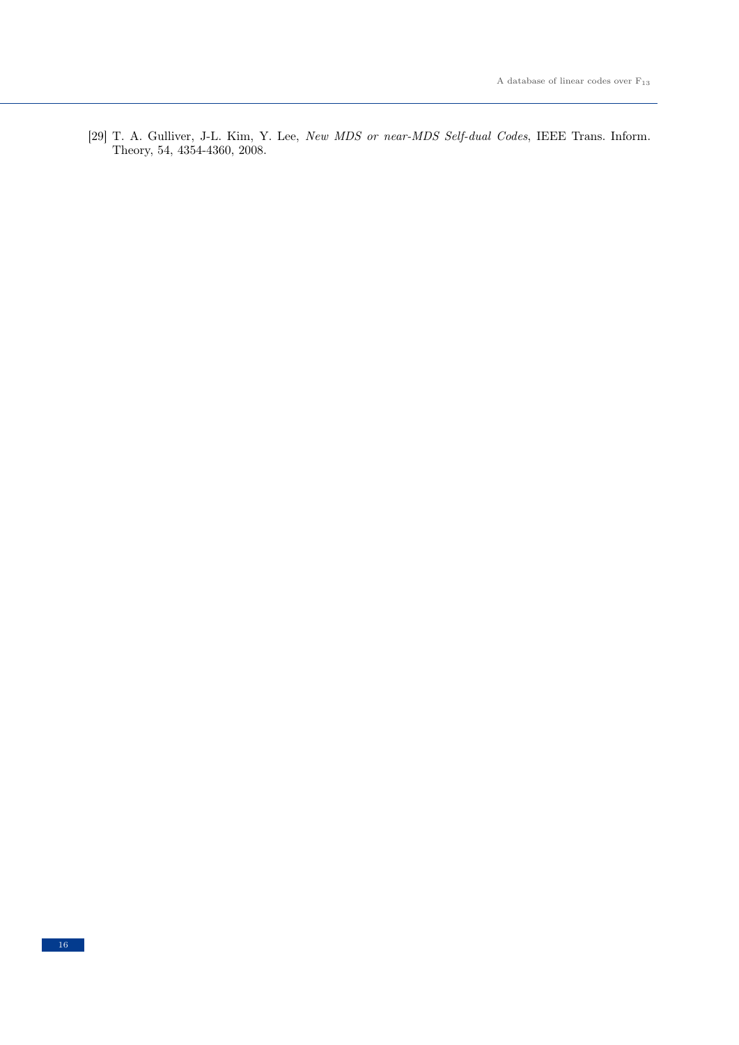[29] T. A. Gulliver, J-L. Kim, Y. Lee, *New MDS or near-MDS Self-dual Codes*, IEEE Trans. Inform. Theory, 54, 4354-4360, 2008.